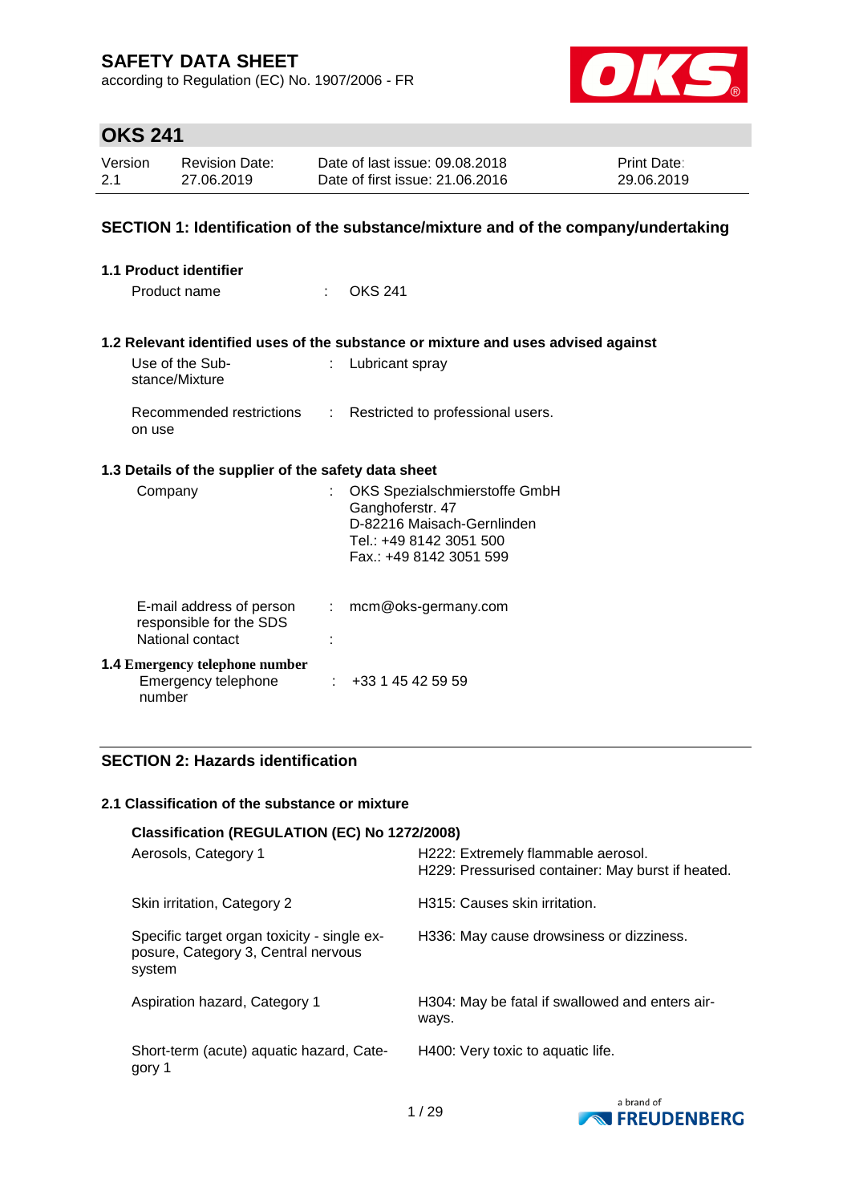# SAFETY DATA SHEET

according to Regulation (EC) No. 1907/2006 - FR

## OKS 241

| Version | Revision Date: | Date of last issue: 09.08.2018 | Print Date: |
|---|---|---|---|
| 2.1 | 27.06.2019 | Date of first issue: 21.06.2016 | 29.06.2019 |

## SECTION 1: Identification of the substance/mixture and of the company/undertaking

### 1.1 Product identifier

Product name : OKS 241

### 1.2 Relevant identified uses of the substance or mixture and uses advised against

Use of the Substance/Mixture : Lubricant spray

Recommended restrictions on use : Restricted to professional users.

### 1.3 Details of the supplier of the safety data sheet

Company : OKS Spezialschmierstoffe GmbH
Ganghoferstr. 47
D-82216 Maisach-Gernlinden
Tel.: +49 8142 3051 500
Fax.: +49 8142 3051 599

E-mail address of person responsible for the SDS : mcm@oks-germany.com

National contact :

### 1.4 Emergency telephone number

Emergency telephone number : +33 1 45 42 59 59

## SECTION 2: Hazards identification

### 2.1 Classification of the substance or mixture

**Classification (REGULATION (EC) No 1272/2008)**

| Classification | Hazard statement |
|---|---|
| Aerosols, Category 1 | H222: Extremely flammable aerosol.<br>H229: Pressurised container: May burst if heated. |
| Skin irritation, Category 2 | H315: Causes skin irritation. |
| Specific target organ toxicity - single exposure, Category 3, Central nervous system | H336: May cause drowsiness or dizziness. |
| Aspiration hazard, Category 1 | H304: May be fatal if swallowed and enters airways. |
| Short-term (acute) aquatic hazard, Category 1 | H400: Very toxic to aquatic life. |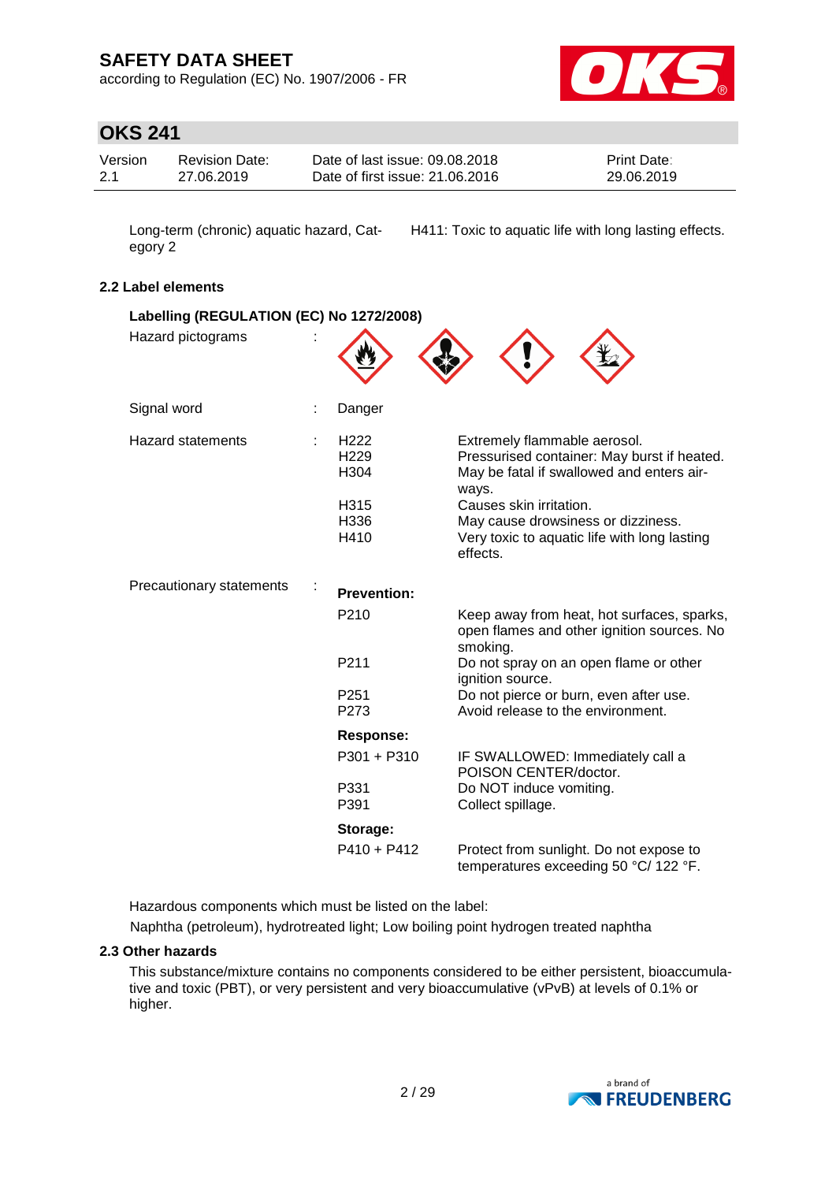| | |
|---|---|
| Long-term (chronic) aquatic hazard, Category 2 | H411: Toxic to aquatic life with long lasting effects. |

### 2.2 Label elements

**Labelling (REGULATION (EC) No 1272/2008)**

| | | | |
|---|---|---|---|
| Hazard pictograms | : | | |
| Signal word | : | Danger | |
| Hazard statements | : | H222 | Extremely flammable aerosol. |
| | | H229 | Pressurised container: May burst if heated. |
| | | H304 | May be fatal if swallowed and enters airways. |
| | | H315 | Causes skin irritation. |
| | | H336 | May cause drowsiness or dizziness. |
| | | H410 | Very toxic to aquatic life with long lasting effects. |
| Precautionary statements | : | **Prevention:** | |
| | | P210 | Keep away from heat, hot surfaces, sparks, open flames and other ignition sources. No smoking. |
| | | P211 | Do not spray on an open flame or other ignition source. |
| | | P251 | Do not pierce or burn, even after use. |
| | | P273 | Avoid release to the environment. |
| | | **Response:** | |
| | | P301 + P310 | IF SWALLOWED: Immediately call a POISON CENTER/doctor. |
| | | P331 | Do NOT induce vomiting. |
| | | P391 | Collect spillage. |
| | | **Storage:** | |
| | | P410 + P412 | Protect from sunlight. Do not expose to temperatures exceeding 50 °C/ 122 °F. |

Hazardous components which must be listed on the label:

Naphtha (petroleum), hydrotreated light; Low boiling point hydrogen treated naphtha

### 2.3 Other hazards

This substance/mixture contains no components considered to be either persistent, bioaccumulative and toxic (PBT), or very persistent and very bioaccumulative (vPvB) at levels of 0.1% or higher.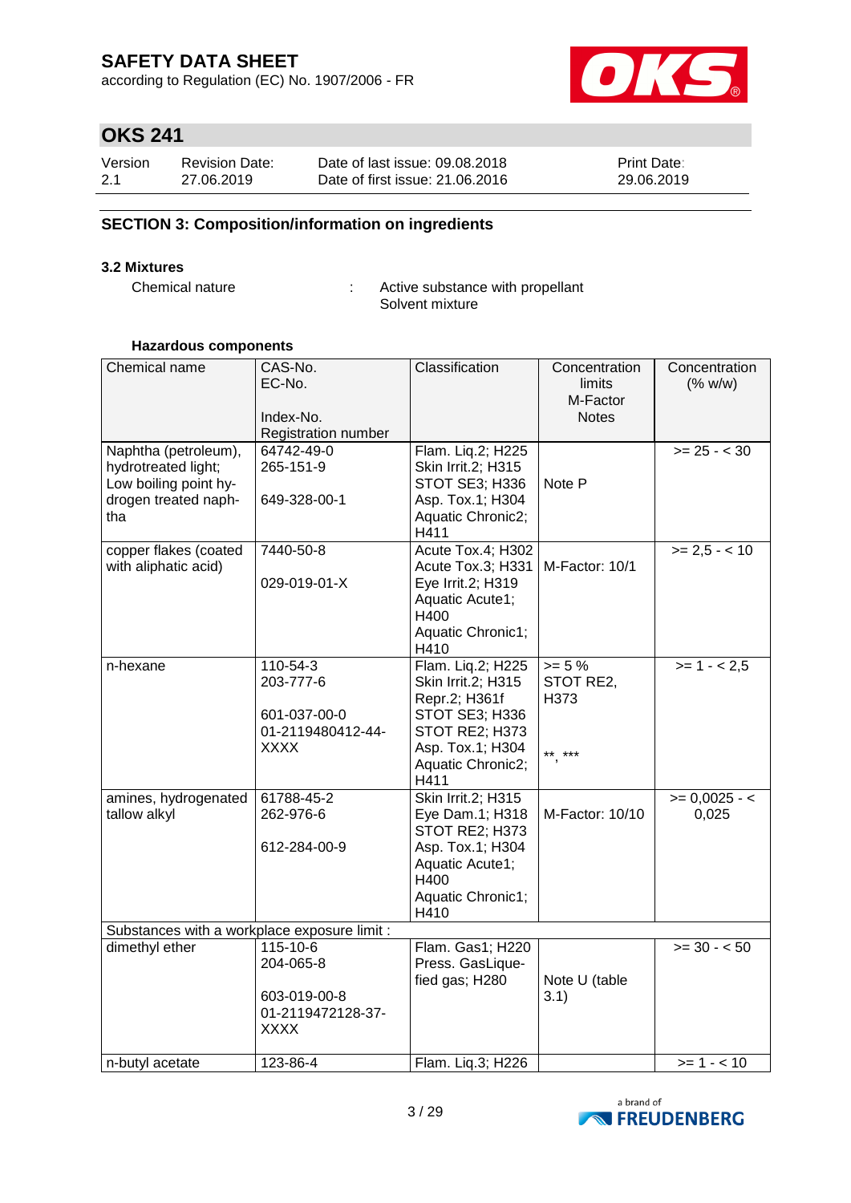## SECTION 3: Composition/information on ingredients

### 3.2 Mixtures

Chemical nature : Active substance with propellant
Solvent mixture

**Hazardous components**

| Chemical name | CAS-No.<br>EC-No.<br><br>Index-No.<br>Registration number | Classification | Concentration limits<br>M-Factor<br>Notes | Concentration (% w/w) |
|---|---|---|---|---|
| Naphtha (petroleum), hydrotreated light; Low boiling point hydrogen treated naphtha | 64742-49-0<br>265-151-9<br><br>649-328-00-1 | Flam. Liq.2; H225<br>Skin Irrit.2; H315<br>STOT SE3; H336<br>Asp. Tox.1; H304<br>Aquatic Chronic2; H411 | Note P | >= 25 - < 30 |
| copper flakes (coated with aliphatic acid) | 7440-50-8<br><br>029-019-01-X | Acute Tox.4; H302<br>Acute Tox.3; H331<br>Eye Irrit.2; H319<br>Aquatic Acute1; H400<br>Aquatic Chronic1; H410 | M-Factor: 10/1 | >= 2,5 - < 10 |
| n-hexane | 110-54-3<br>203-777-6<br><br>601-037-00-0<br>01-2119480412-44-XXXX | Flam. Liq.2; H225<br>Skin Irrit.2; H315<br>Repr.2; H361f<br>STOT SE3; H336<br>STOT RE2; H373<br>Asp. Tox.1; H304<br>Aquatic Chronic2; H411 | >= 5 %<br>STOT RE2, H373<br><br>**, *** | >= 1 - < 2,5 |
| amines, hydrogenated tallow alkyl | 61788-45-2<br>262-976-6<br><br>612-284-00-9 | Skin Irrit.2; H315<br>Eye Dam.1; H318<br>STOT RE2; H373<br>Asp. Tox.1; H304<br>Aquatic Acute1; H400<br>Aquatic Chronic1; H410 | M-Factor: 10/10 | >= 0,0025 - < 0,025 |
| Substances with a workplace exposure limit : | | | | |
| dimethyl ether | 115-10-6<br>204-065-8<br><br>603-019-00-8<br>01-2119472128-37-XXXX | Flam. Gas1; H220<br>Press. GasLiquefied gas; H280 | Note U (table 3.1) | >= 30 - < 50 |
| n-butyl acetate | 123-86-4 | Flam. Liq.3; H226 | | >= 1 - < 10 |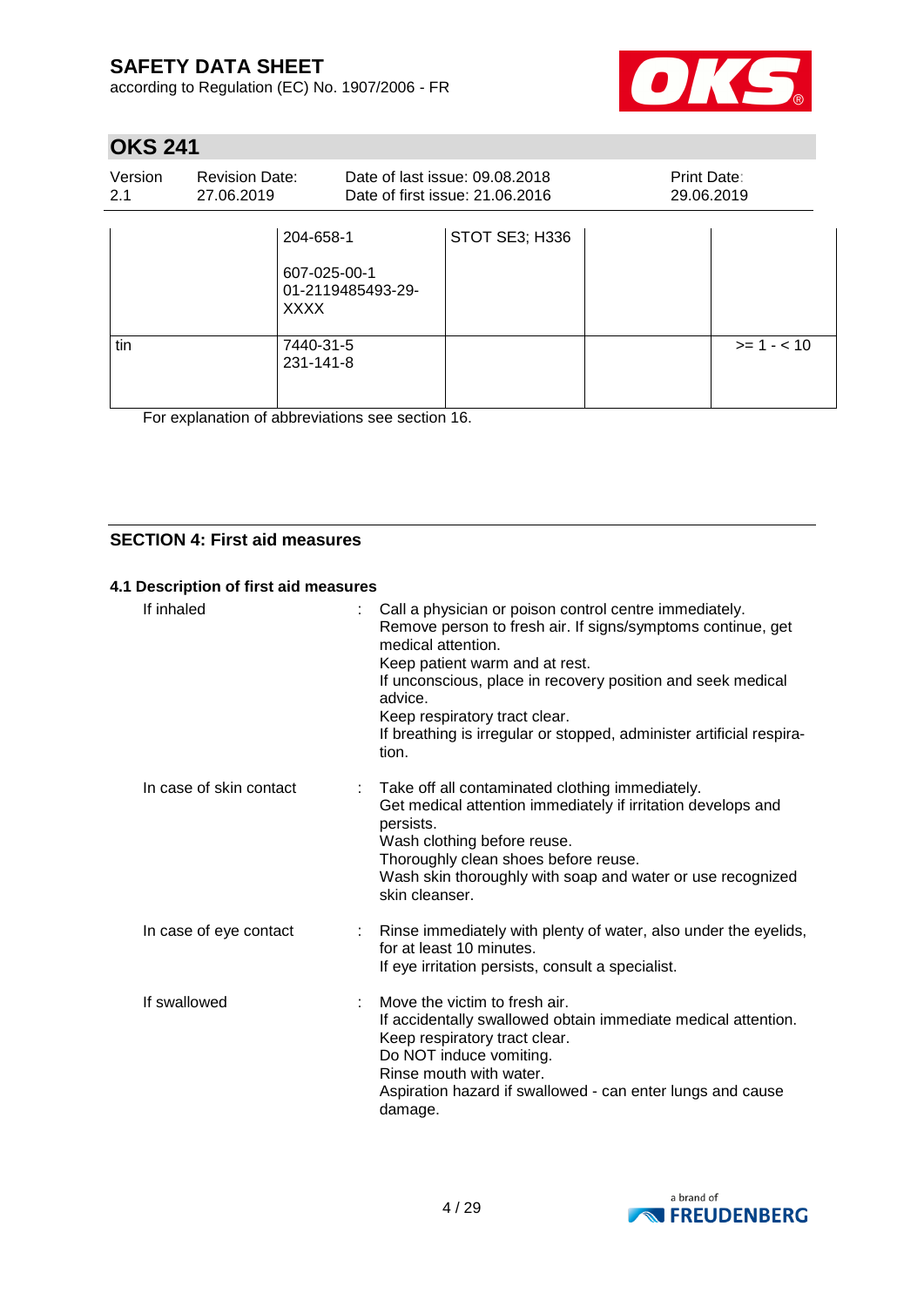|  | 204-658-1<br><br>607-025-00-1<br>01-2119485493-29-XXXX | STOT SE3; H336 |  |  |
|---|---|---|---|---|
| tin | 7440-31-5<br>231-141-8 |  |  | >= 1 - < 10 |

For explanation of abbreviations see section 16.

## SECTION 4: First aid measures

### 4.1 Description of first aid measures

**If inhaled** : Call a physician or poison control centre immediately.
Remove person to fresh air. If signs/symptoms continue, get medical attention.
Keep patient warm and at rest.
If unconscious, place in recovery position and seek medical advice.
Keep respiratory tract clear.
If breathing is irregular or stopped, administer artificial respiration.

**In case of skin contact** : Take off all contaminated clothing immediately.
Get medical attention immediately if irritation develops and persists.
Wash clothing before reuse.
Thoroughly clean shoes before reuse.
Wash skin thoroughly with soap and water or use recognized skin cleanser.

**In case of eye contact** : Rinse immediately with plenty of water, also under the eyelids, for at least 10 minutes.
If eye irritation persists, consult a specialist.

**If swallowed** : Move the victim to fresh air.
If accidentally swallowed obtain immediate medical attention.
Keep respiratory tract clear.
Do NOT induce vomiting.
Rinse mouth with water.
Aspiration hazard if swallowed - can enter lungs and cause damage.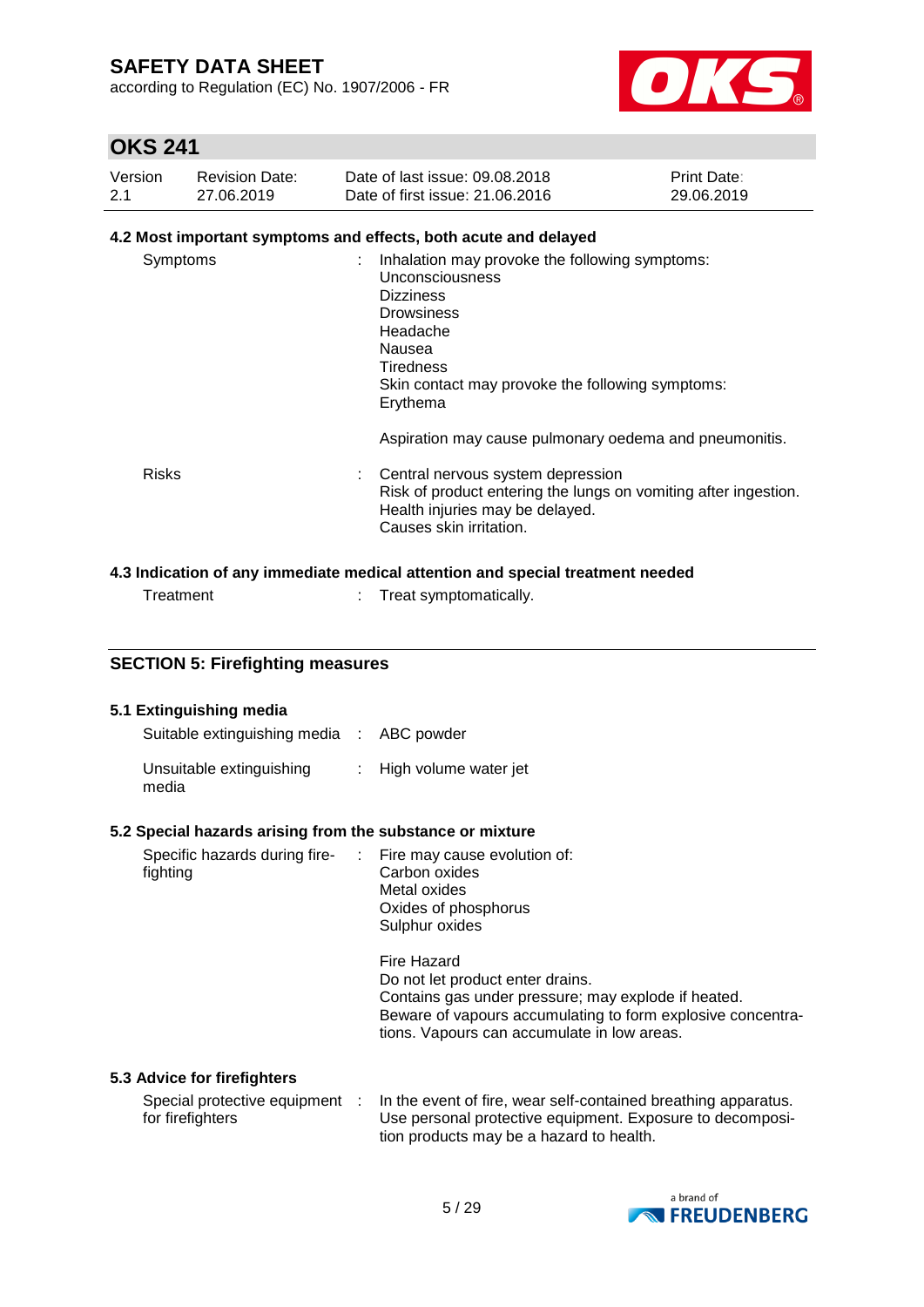### 4.2 Most important symptoms and effects, both acute and delayed

| | | |
|---|---|---|
| Symptoms | : | Inhalation may provoke the following symptoms:<br>Unconsciousness<br>Dizziness<br>Drowsiness<br>Headache<br>Nausea<br>Tiredness<br>Skin contact may provoke the following symptoms:<br>Erythema<br><br>Aspiration may cause pulmonary oedema and pneumonitis. |
| Risks | : | Central nervous system depression<br>Risk of product entering the lungs on vomiting after ingestion.<br>Health injuries may be delayed.<br>Causes skin irritation. |

### 4.3 Indication of any immediate medical attention and special treatment needed

| | | |
|---|---|---|
| Treatment | : | Treat symptomatically. |

## SECTION 5: Firefighting measures

### 5.1 Extinguishing media

| | | |
|---|---|---|
| Suitable extinguishing media | : | ABC powder |
| Unsuitable extinguishing media | : | High volume water jet |

### 5.2 Special hazards arising from the substance or mixture

| | | |
|---|---|---|
| Specific hazards during fire-fighting | : | Fire may cause evolution of:<br>Carbon oxides<br>Metal oxides<br>Oxides of phosphorus<br>Sulphur oxides<br><br>Fire Hazard<br>Do not let product enter drains.<br>Contains gas under pressure; may explode if heated.<br>Beware of vapours accumulating to form explosive concentrations. Vapours can accumulate in low areas. |

### 5.3 Advice for firefighters

| | | |
|---|---|---|
| Special protective equipment for firefighters | : | In the event of fire, wear self-contained breathing apparatus.<br>Use personal protective equipment. Exposure to decomposition products may be a hazard to health. |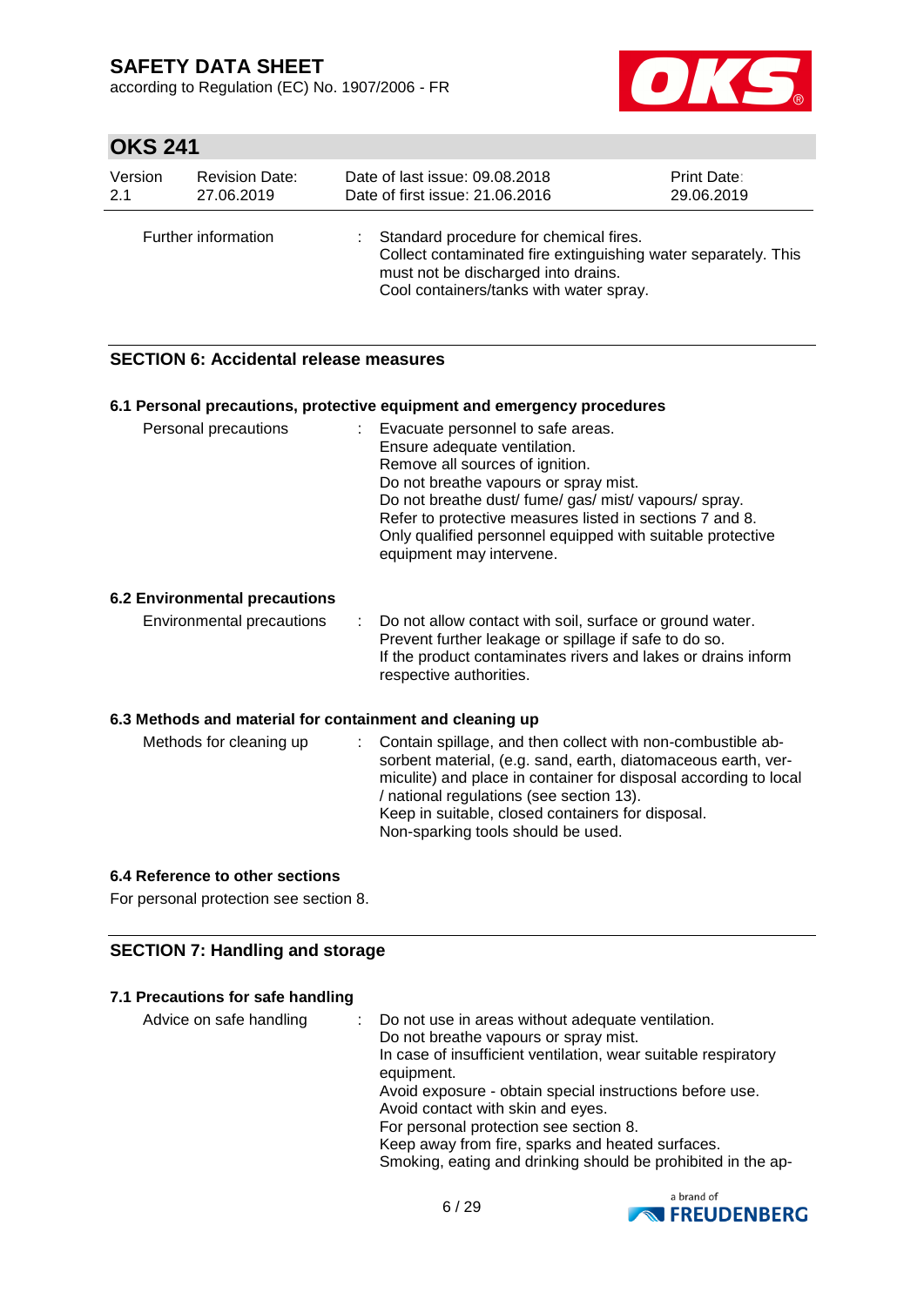| | | |
|---|---|---|
| Further information | : | Standard procedure for chemical fires.<br>Collect contaminated fire extinguishing water separately. This must not be discharged into drains.<br>Cool containers/tanks with water spray. |

## SECTION 6: Accidental release measures

### 6.1 Personal precautions, protective equipment and emergency procedures

| | | |
|---|---|---|
| Personal precautions | : | Evacuate personnel to safe areas.<br>Ensure adequate ventilation.<br>Remove all sources of ignition.<br>Do not breathe vapours or spray mist.<br>Do not breathe dust/ fume/ gas/ mist/ vapours/ spray.<br>Refer to protective measures listed in sections 7 and 8.<br>Only qualified personnel equipped with suitable protective equipment may intervene. |

### 6.2 Environmental precautions

| | | |
|---|---|---|
| Environmental precautions | : | Do not allow contact with soil, surface or ground water.<br>Prevent further leakage or spillage if safe to do so.<br>If the product contaminates rivers and lakes or drains inform respective authorities. |

### 6.3 Methods and material for containment and cleaning up

| | | |
|---|---|---|
| Methods for cleaning up | : | Contain spillage, and then collect with non-combustible absorbent material, (e.g. sand, earth, diatomaceous earth, vermiculite) and place in container for disposal according to local / national regulations (see section 13).<br>Keep in suitable, closed containers for disposal.<br>Non-sparking tools should be used. |

### 6.4 Reference to other sections

For personal protection see section 8.

## SECTION 7: Handling and storage

### 7.1 Precautions for safe handling

| | | |
|---|---|---|
| Advice on safe handling | : | Do not use in areas without adequate ventilation.<br>Do not breathe vapours or spray mist.<br>In case of insufficient ventilation, wear suitable respiratory equipment.<br>Avoid exposure - obtain special instructions before use.<br>Avoid contact with skin and eyes.<br>For personal protection see section 8.<br>Keep away from fire, sparks and heated surfaces.<br>Smoking, eating and drinking should be prohibited in the ap- |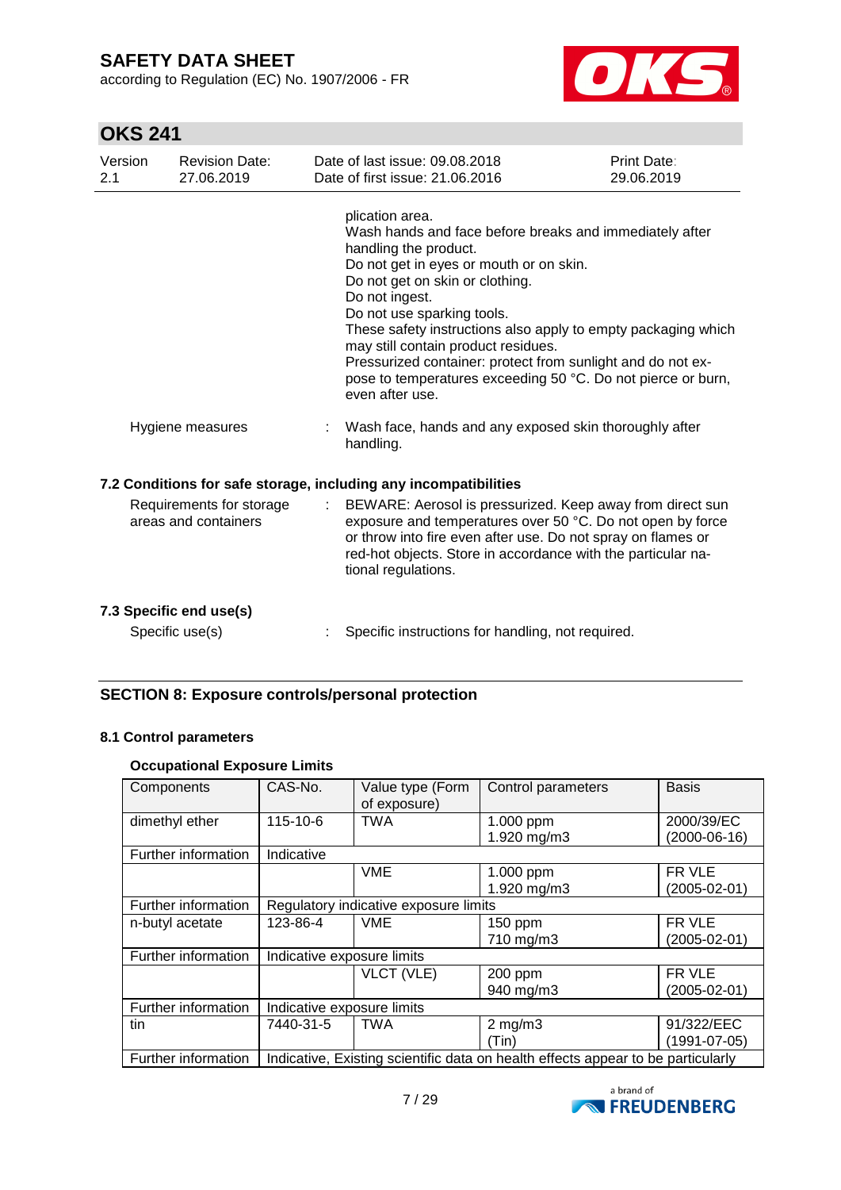plication area.
Wash hands and face before breaks and immediately after handling the product.
Do not get in eyes or mouth or on skin.
Do not get on skin or clothing.
Do not ingest.
Do not use sparking tools.
These safety instructions also apply to empty packaging which may still contain product residues.
Pressurized container: protect from sunlight and do not expose to temperatures exceeding 50 °C. Do not pierce or burn, even after use.

Hygiene measures : Wash face, hands and any exposed skin thoroughly after handling.

### 7.2 Conditions for safe storage, including any incompatibilities

Requirements for storage areas and containers : BEWARE: Aerosol is pressurized. Keep away from direct sun exposure and temperatures over 50 °C. Do not open by force or throw into fire even after use. Do not spray on flames or red-hot objects. Store in accordance with the particular national regulations.

### 7.3 Specific end use(s)

Specific use(s) : Specific instructions for handling, not required.

## SECTION 8: Exposure controls/personal protection

### 8.1 Control parameters

**Occupational Exposure Limits**

| Components | CAS-No. | Value type (Form of exposure) | Control parameters | Basis |
|---|---|---|---|---|
| dimethyl ether | 115-10-6 | TWA | 1.000 ppm<br>1.920 mg/m3 | 2000/39/EC (2000-06-16) |
| Further information | Indicative | | | |
| | | VME | 1.000 ppm<br>1.920 mg/m3 | FR VLE (2005-02-01) |
| Further information | Regulatory indicative exposure limits | | | |
| n-butyl acetate | 123-86-4 | VME | 150 ppm<br>710 mg/m3 | FR VLE (2005-02-01) |
| Further information | Indicative exposure limits | | | |
| | | VLCT (VLE) | 200 ppm<br>940 mg/m3 | FR VLE (2005-02-01) |
| Further information | Indicative exposure limits | | | |
| tin | 7440-31-5 | TWA | 2 mg/m3<br>(Tin) | 91/322/EEC (1991-07-05) |
| Further information | Indicative, Existing scientific data on health effects appear to be particularly | | | |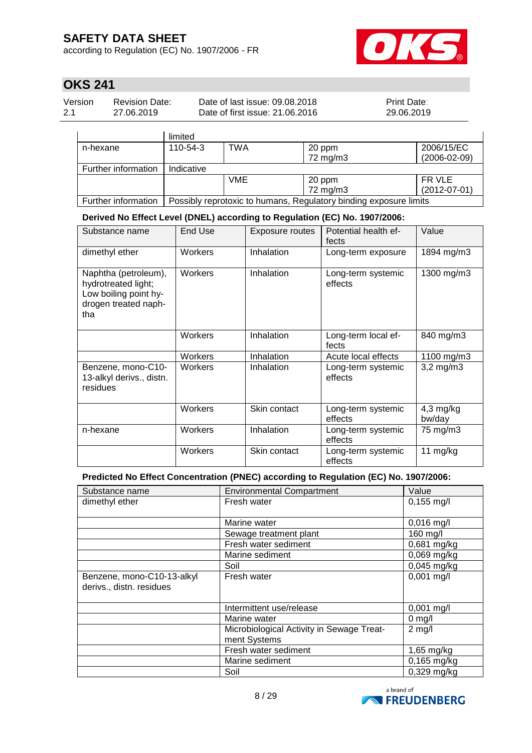|  | limited |  |  |  |
|---|---|---|---|---|
| n-hexane | 110-54-3 | TWA | 20 ppm<br>72 mg/m3 | 2006/15/EC<br>(2006-02-09) |
| Further information | Indicative |  |  |  |
|  |  | VME | 20 ppm<br>72 mg/m3 | FR VLE<br>(2012-07-01) |
| Further information | Possibly reprotoxic to humans, Regulatory binding exposure limits |  |  |  |

**Derived No Effect Level (DNEL) according to Regulation (EC) No. 1907/2006:**

| Substance name | End Use | Exposure routes | Potential health effects | Value |
|---|---|---|---|---|
| dimethyl ether | Workers | Inhalation | Long-term exposure | 1894 mg/m3 |
| Naphtha (petroleum), hydrotreated light; Low boiling point hydrogen treated naphtha | Workers | Inhalation | Long-term systemic effects | 1300 mg/m3 |
|  | Workers | Inhalation | Long-term local effects | 840 mg/m3 |
|  | Workers | Inhalation | Acute local effects | 1100 mg/m3 |
| Benzene, mono-C10-13-alkyl derivs., distn. residues | Workers | Inhalation | Long-term systemic effects | 3,2 mg/m3 |
|  | Workers | Skin contact | Long-term systemic effects | 4,3 mg/kg bw/day |
| n-hexane | Workers | Inhalation | Long-term systemic effects | 75 mg/m3 |
|  | Workers | Skin contact | Long-term systemic effects | 11 mg/kg |

**Predicted No Effect Concentration (PNEC) according to Regulation (EC) No. 1907/2006:**

| Substance name | Environmental Compartment | Value |
|---|---|---|
| dimethyl ether | Fresh water | 0,155 mg/l |
|  | Marine water | 0,016 mg/l |
|  | Sewage treatment plant | 160 mg/l |
|  | Fresh water sediment | 0,681 mg/kg |
|  | Marine sediment | 0,069 mg/kg |
|  | Soil | 0,045 mg/kg |
| Benzene, mono-C10-13-alkyl derivs., distn. residues | Fresh water | 0,001 mg/l |
|  | Intermittent use/release | 0,001 mg/l |
|  | Marine water | 0 mg/l |
|  | Microbiological Activity in Sewage Treatment Systems | 2 mg/l |
|  | Fresh water sediment | 1,65 mg/kg |
|  | Marine sediment | 0,165 mg/kg |
|  | Soil | 0,329 mg/kg |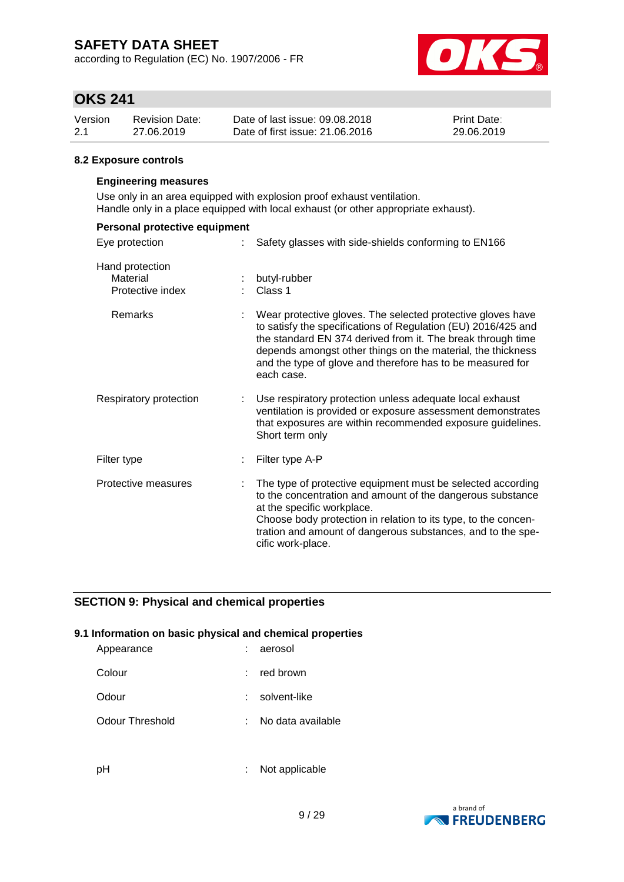#### 8.2 Exposure controls

**Engineering measures**

Use only in an area equipped with explosion proof exhaust ventilation.
Handle only in a place equipped with local exhaust (or other appropriate exhaust).

**Personal protective equipment**

| | | |
|---|---|---|
| Eye protection | : | Safety glasses with side-shields conforming to EN166 |
| Hand protection | | |
| Material | : | butyl-rubber |
| Protective index | : | Class 1 |
| Remarks | : | Wear protective gloves. The selected protective gloves have to satisfy the specifications of Regulation (EU) 2016/425 and the standard EN 374 derived from it. The break through time depends amongst other things on the material, the thickness and the type of glove and therefore has to be measured for each case. |
| Respiratory protection | : | Use respiratory protection unless adequate local exhaust ventilation is provided or exposure assessment demonstrates that exposures are within recommended exposure guidelines. Short term only |
| Filter type | : | Filter type A-P |
| Protective measures | : | The type of protective equipment must be selected according to the concentration and amount of the dangerous substance at the specific workplace. Choose body protection in relation to its type, to the concentration and amount of dangerous substances, and to the specific work-place. |

## SECTION 9: Physical and chemical properties

#### 9.1 Information on basic physical and chemical properties

| | | |
|---|---|---|
| Appearance | : | aerosol |
| Colour | : | red brown |
| Odour | : | solvent-like |
| Odour Threshold | : | No data available |
| pH | : | Not applicable |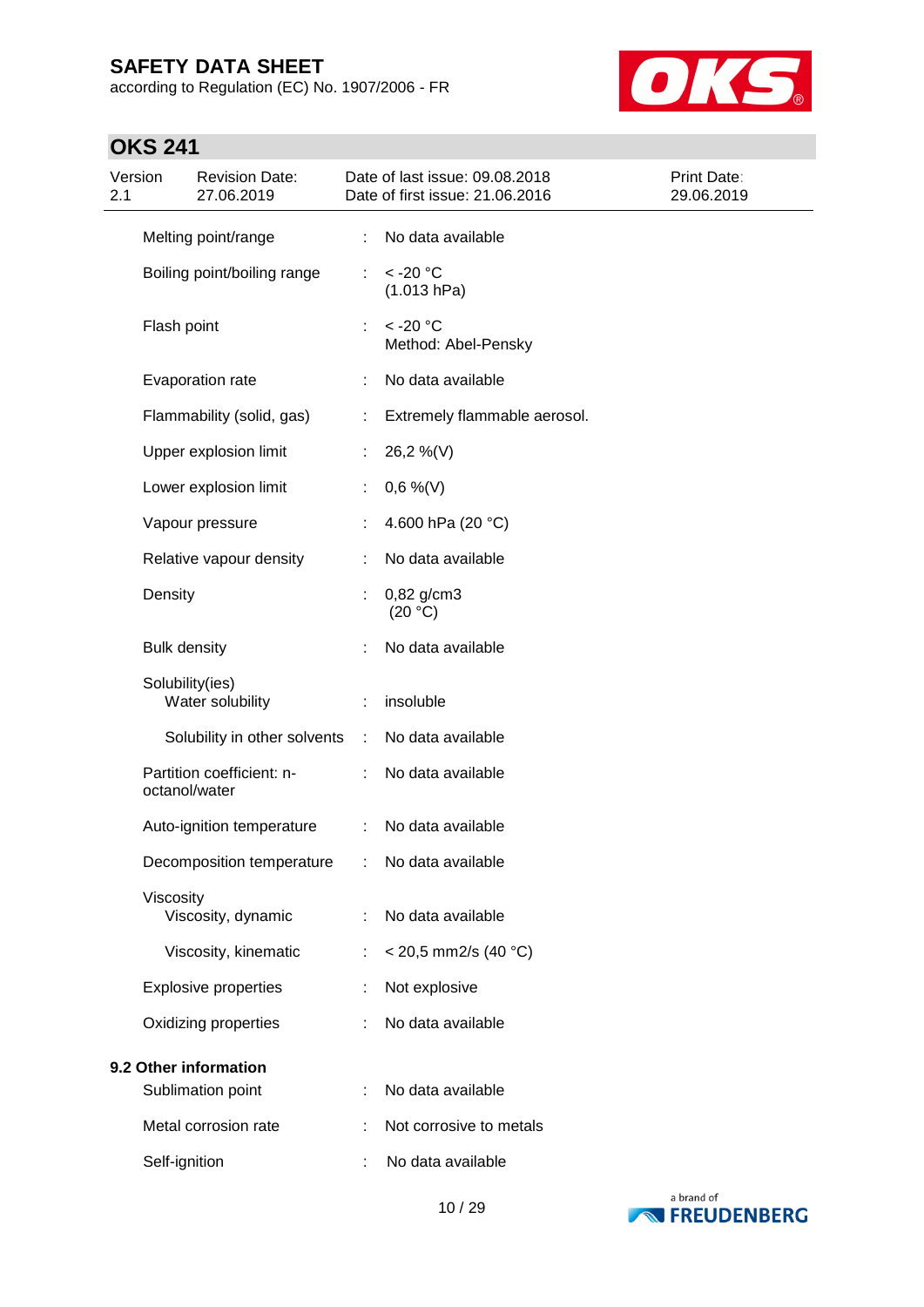| | | |
|---|---|---|
| Melting point/range | : | No data available |
| Boiling point/boiling range | : | < -20 °C (1.013 hPa) |
| Flash point | : | < -20 °C Method: Abel-Pensky |
| Evaporation rate | : | No data available |
| Flammability (solid, gas) | : | Extremely flammable aerosol. |
| Upper explosion limit | : | 26,2 %(V) |
| Lower explosion limit | : | 0,6 %(V) |
| Vapour pressure | : | 4.600 hPa (20 °C) |
| Relative vapour density | : | No data available |
| Density | : | 0,82 g/cm3 (20 °C) |
| Bulk density | : | No data available |
| Solubility(ies) | | |
| Water solubility | : | insoluble |
| Solubility in other solvents | : | No data available |
| Partition coefficient: n-octanol/water | : | No data available |
| Auto-ignition temperature | : | No data available |
| Decomposition temperature | : | No data available |
| Viscosity | | |
| Viscosity, dynamic | : | No data available |
| Viscosity, kinematic | : | < 20,5 mm2/s (40 °C) |
| Explosive properties | : | Not explosive |
| Oxidizing properties | : | No data available |

**9.2 Other information**

| | | |
|---|---|---|
| Sublimation point | : | No data available |
| Metal corrosion rate | : | Not corrosive to metals |
| Self-ignition | : | No data available |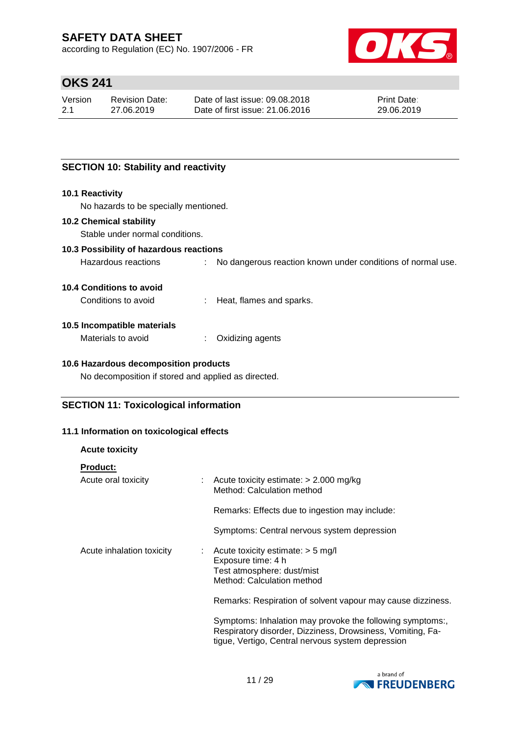## SECTION 10: Stability and reactivity

### 10.1 Reactivity

No hazards to be specially mentioned.

### 10.2 Chemical stability

Stable under normal conditions.

### 10.3 Possibility of hazardous reactions

Hazardous reactions : No dangerous reaction known under conditions of normal use.

### 10.4 Conditions to avoid

Conditions to avoid : Heat, flames and sparks.

### 10.5 Incompatible materials

Materials to avoid : Oxidizing agents

### 10.6 Hazardous decomposition products

No decomposition if stored and applied as directed.

## SECTION 11: Toxicological information

### 11.1 Information on toxicological effects

**Acute toxicity**

**Product:**

Acute oral toxicity : Acute toxicity estimate: > 2.000 mg/kg
Method: Calculation method

Remarks: Effects due to ingestion may include:

Symptoms: Central nervous system depression

Acute inhalation toxicity : Acute toxicity estimate: > 5 mg/l
Exposure time: 4 h
Test atmosphere: dust/mist
Method: Calculation method

Remarks: Respiration of solvent vapour may cause dizziness.

Symptoms: Inhalation may provoke the following symptoms:, Respiratory disorder, Dizziness, Drowsiness, Vomiting, Fatigue, Vertigo, Central nervous system depression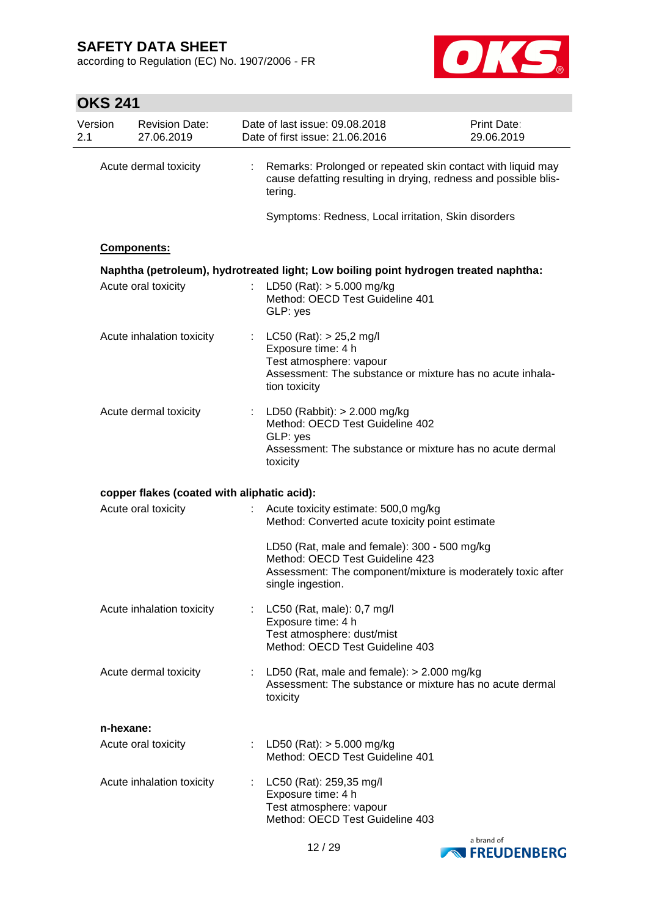Acute dermal toxicity : Remarks: Prolonged or repeated skin contact with liquid may cause defatting resulting in drying, redness and possible blistering.

Symptoms: Redness, Local irritation, Skin disorders

**Components:**

**Naphtha (petroleum), hydrotreated light; Low boiling point hydrogen treated naphtha:**

Acute oral toxicity : LD50 (Rat): > 5.000 mg/kg
Method: OECD Test Guideline 401
GLP: yes

Acute inhalation toxicity : LC50 (Rat): > 25,2 mg/l
Exposure time: 4 h
Test atmosphere: vapour
Assessment: The substance or mixture has no acute inhalation toxicity

Acute dermal toxicity : LD50 (Rabbit): > 2.000 mg/kg
Method: OECD Test Guideline 402
GLP: yes
Assessment: The substance or mixture has no acute dermal toxicity

**copper flakes (coated with aliphatic acid):**

Acute oral toxicity : Acute toxicity estimate: 500,0 mg/kg
Method: Converted acute toxicity point estimate

LD50 (Rat, male and female): 300 - 500 mg/kg
Method: OECD Test Guideline 423
Assessment: The component/mixture is moderately toxic after single ingestion.

Acute inhalation toxicity : LC50 (Rat, male): 0,7 mg/l
Exposure time: 4 h
Test atmosphere: dust/mist
Method: OECD Test Guideline 403

Acute dermal toxicity : LD50 (Rat, male and female): > 2.000 mg/kg
Assessment: The substance or mixture has no acute dermal toxicity

**n-hexane:**

Acute oral toxicity : LD50 (Rat): > 5.000 mg/kg
Method: OECD Test Guideline 401

Acute inhalation toxicity : LC50 (Rat): 259,35 mg/l
Exposure time: 4 h
Test atmosphere: vapour
Method: OECD Test Guideline 403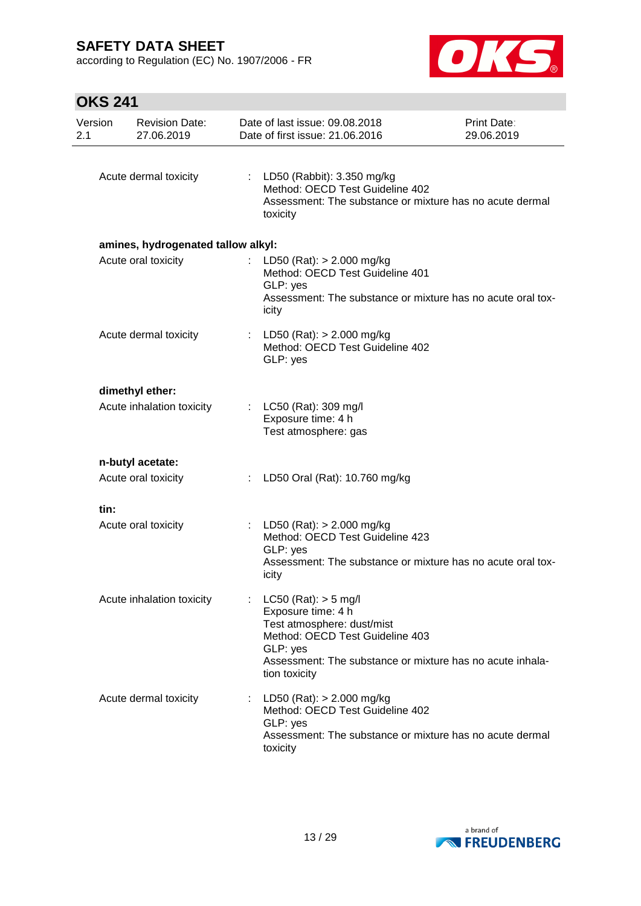| | | |
|---|---|---|
| Acute dermal toxicity | : | LD50 (Rabbit): 3.350 mg/kg<br>Method: OECD Test Guideline 402<br>Assessment: The substance or mixture has no acute dermal toxicity |

**amines, hydrogenated tallow alkyl:**

| | | |
|---|---|---|
| Acute oral toxicity | : | LD50 (Rat): > 2.000 mg/kg<br>Method: OECD Test Guideline 401<br>GLP: yes<br>Assessment: The substance or mixture has no acute oral toxicity |
| Acute dermal toxicity | : | LD50 (Rat): > 2.000 mg/kg<br>Method: OECD Test Guideline 402<br>GLP: yes |

**dimethyl ether:**

| | | |
|---|---|---|
| Acute inhalation toxicity | : | LC50 (Rat): 309 mg/l<br>Exposure time: 4 h<br>Test atmosphere: gas |

**n-butyl acetate:**

| | | |
|---|---|---|
| Acute oral toxicity | : | LD50 Oral (Rat): 10.760 mg/kg |

**tin:**

| | | |
|---|---|---|
| Acute oral toxicity | : | LD50 (Rat): > 2.000 mg/kg<br>Method: OECD Test Guideline 423<br>GLP: yes<br>Assessment: The substance or mixture has no acute oral toxicity |
| Acute inhalation toxicity | : | LC50 (Rat): > 5 mg/l<br>Exposure time: 4 h<br>Test atmosphere: dust/mist<br>Method: OECD Test Guideline 403<br>GLP: yes<br>Assessment: The substance or mixture has no acute inhalation toxicity |
| Acute dermal toxicity | : | LD50 (Rat): > 2.000 mg/kg<br>Method: OECD Test Guideline 402<br>GLP: yes<br>Assessment: The substance or mixture has no acute dermal toxicity |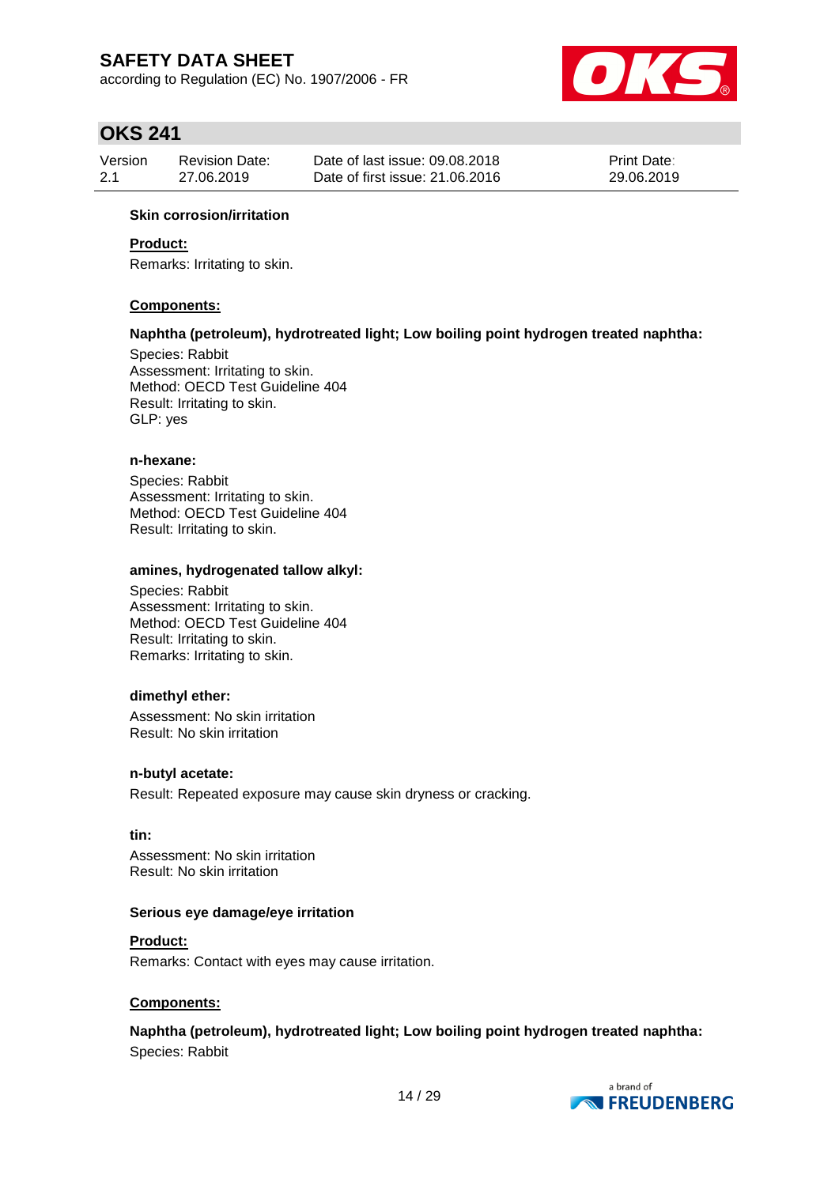**Skin corrosion/irritation**

**Product:**

Remarks: Irritating to skin.

**Components:**

**Naphtha (petroleum), hydrotreated light; Low boiling point hydrogen treated naphtha:**

Species: Rabbit
Assessment: Irritating to skin.
Method: OECD Test Guideline 404
Result: Irritating to skin.
GLP: yes

**n-hexane:**

Species: Rabbit
Assessment: Irritating to skin.
Method: OECD Test Guideline 404
Result: Irritating to skin.

**amines, hydrogenated tallow alkyl:**

Species: Rabbit
Assessment: Irritating to skin.
Method: OECD Test Guideline 404
Result: Irritating to skin.
Remarks: Irritating to skin.

**dimethyl ether:**

Assessment: No skin irritation
Result: No skin irritation

**n-butyl acetate:**

Result: Repeated exposure may cause skin dryness or cracking.

**tin:**

Assessment: No skin irritation
Result: No skin irritation

**Serious eye damage/eye irritation**

**Product:**

Remarks: Contact with eyes may cause irritation.

**Components:**

**Naphtha (petroleum), hydrotreated light; Low boiling point hydrogen treated naphtha:**

Species: Rabbit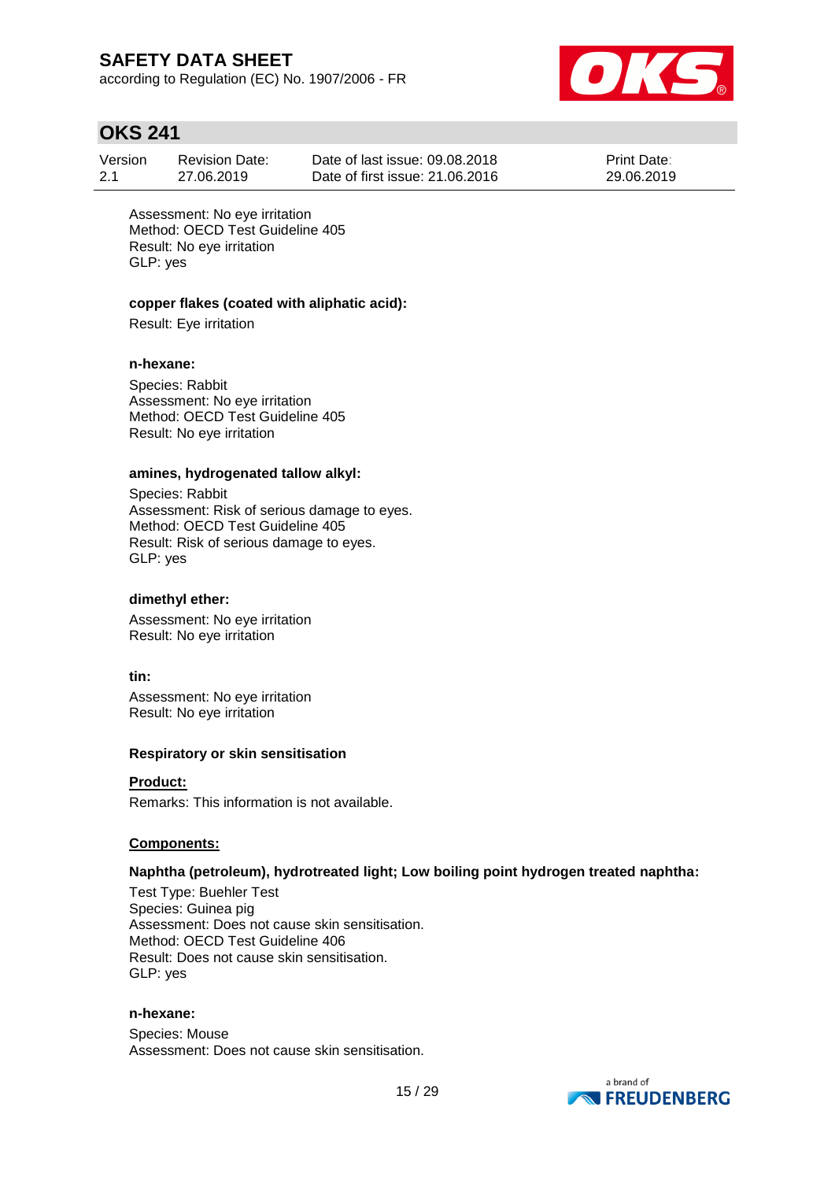Assessment: No eye irritation
Method: OECD Test Guideline 405
Result: No eye irritation
GLP: yes

**copper flakes (coated with aliphatic acid):**

Result: Eye irritation

**n-hexane:**

Species: Rabbit
Assessment: No eye irritation
Method: OECD Test Guideline 405
Result: No eye irritation

**amines, hydrogenated tallow alkyl:**

Species: Rabbit
Assessment: Risk of serious damage to eyes.
Method: OECD Test Guideline 405
Result: Risk of serious damage to eyes.
GLP: yes

**dimethyl ether:**

Assessment: No eye irritation
Result: No eye irritation

**tin:**

Assessment: No eye irritation
Result: No eye irritation

**Respiratory or skin sensitisation**

**Product:**

Remarks: This information is not available.

**Components:**

**Naphtha (petroleum), hydrotreated light; Low boiling point hydrogen treated naphtha:**

Test Type: Buehler Test
Species: Guinea pig
Assessment: Does not cause skin sensitisation.
Method: OECD Test Guideline 406
Result: Does not cause skin sensitisation.
GLP: yes

**n-hexane:**

Species: Mouse
Assessment: Does not cause skin sensitisation.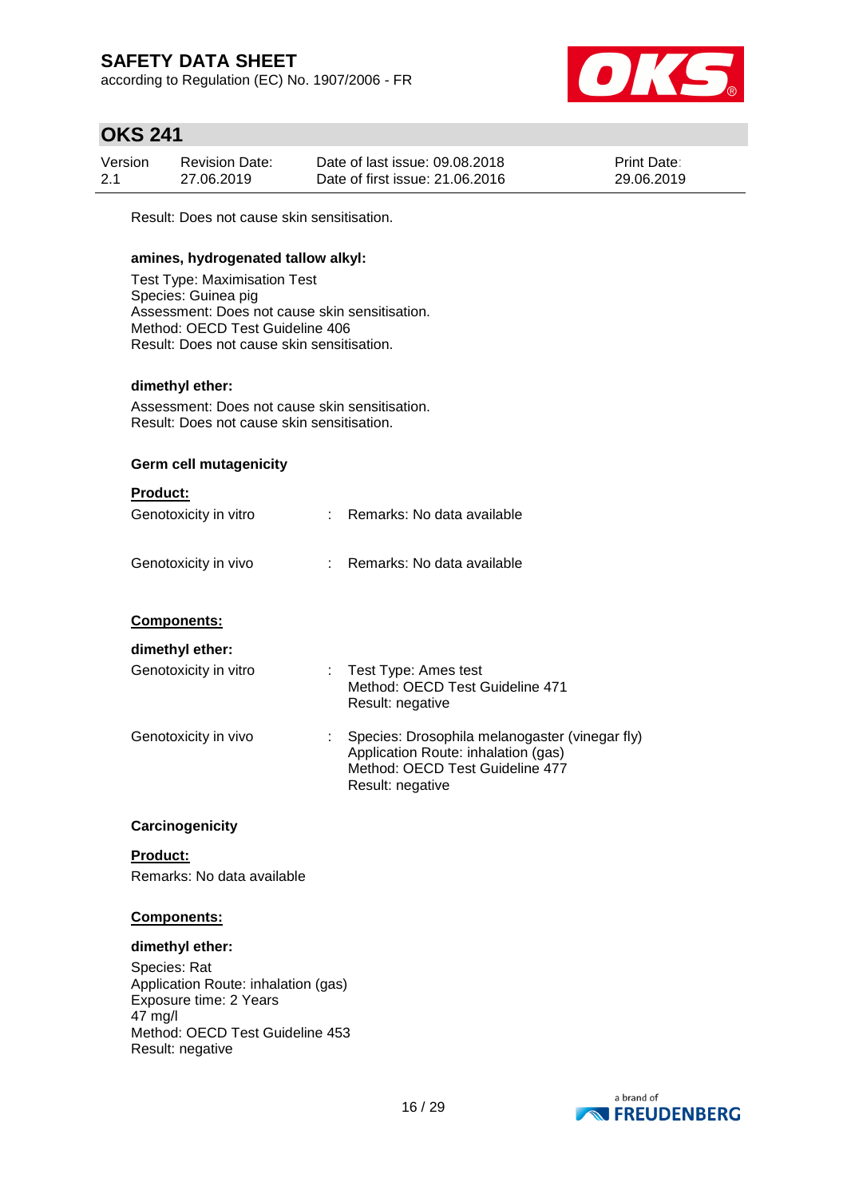Result: Does not cause skin sensitisation.

**amines, hydrogenated tallow alkyl:**

Test Type: Maximisation Test
Species: Guinea pig
Assessment: Does not cause skin sensitisation.
Method: OECD Test Guideline 406
Result: Does not cause skin sensitisation.

**dimethyl ether:**

Assessment: Does not cause skin sensitisation.
Result: Does not cause skin sensitisation.

**Germ cell mutagenicity**

**Product:**

| | | |
|---|---|---|
| Genotoxicity in vitro | : | Remarks: No data available |
| Genotoxicity in vivo | : | Remarks: No data available |

**Components:**

**dimethyl ether:**

| | | |
|---|---|---|
| Genotoxicity in vitro | : | Test Type: Ames test<br>Method: OECD Test Guideline 471<br>Result: negative |
| Genotoxicity in vivo | : | Species: Drosophila melanogaster (vinegar fly)<br>Application Route: inhalation (gas)<br>Method: OECD Test Guideline 477<br>Result: negative |

**Carcinogenicity**

**Product:**

Remarks: No data available

**Components:**

**dimethyl ether:**

Species: Rat
Application Route: inhalation (gas)
Exposure time: 2 Years
47 mg/l
Method: OECD Test Guideline 453
Result: negative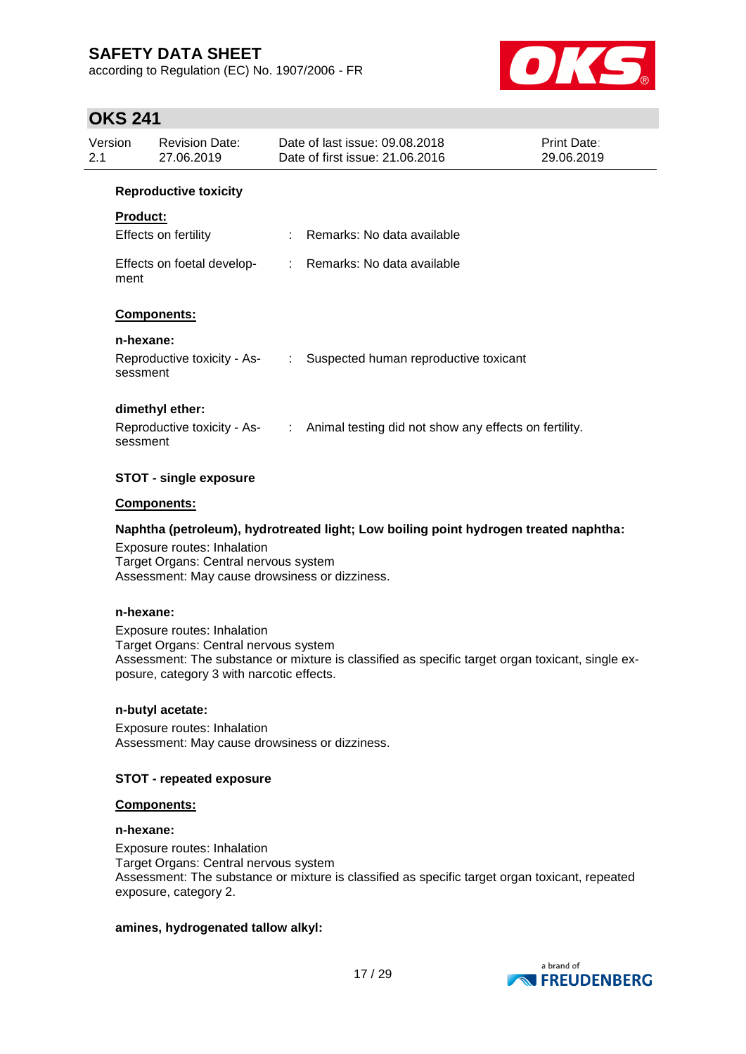**Reproductive toxicity**

**Product:**

| | | |
|---|---|---|
| Effects on fertility | : | Remarks: No data available |
| Effects on foetal development | : | Remarks: No data available |

**Components:**

**n-hexane:**

| | | |
|---|---|---|
| Reproductive toxicity - Assessment | : | Suspected human reproductive toxicant |

**dimethyl ether:**

| | | |
|---|---|---|
| Reproductive toxicity - Assessment | : | Animal testing did not show any effects on fertility. |

**STOT - single exposure**

**Components:**

**Naphtha (petroleum), hydrotreated light; Low boiling point hydrogen treated naphtha:**

Exposure routes: Inhalation
Target Organs: Central nervous system
Assessment: May cause drowsiness or dizziness.

**n-hexane:**

Exposure routes: Inhalation
Target Organs: Central nervous system
Assessment: The substance or mixture is classified as specific target organ toxicant, single exposure, category 3 with narcotic effects.

**n-butyl acetate:**

Exposure routes: Inhalation
Assessment: May cause drowsiness or dizziness.

**STOT - repeated exposure**

**Components:**

**n-hexane:**

Exposure routes: Inhalation
Target Organs: Central nervous system
Assessment: The substance or mixture is classified as specific target organ toxicant, repeated exposure, category 2.

**amines, hydrogenated tallow alkyl:**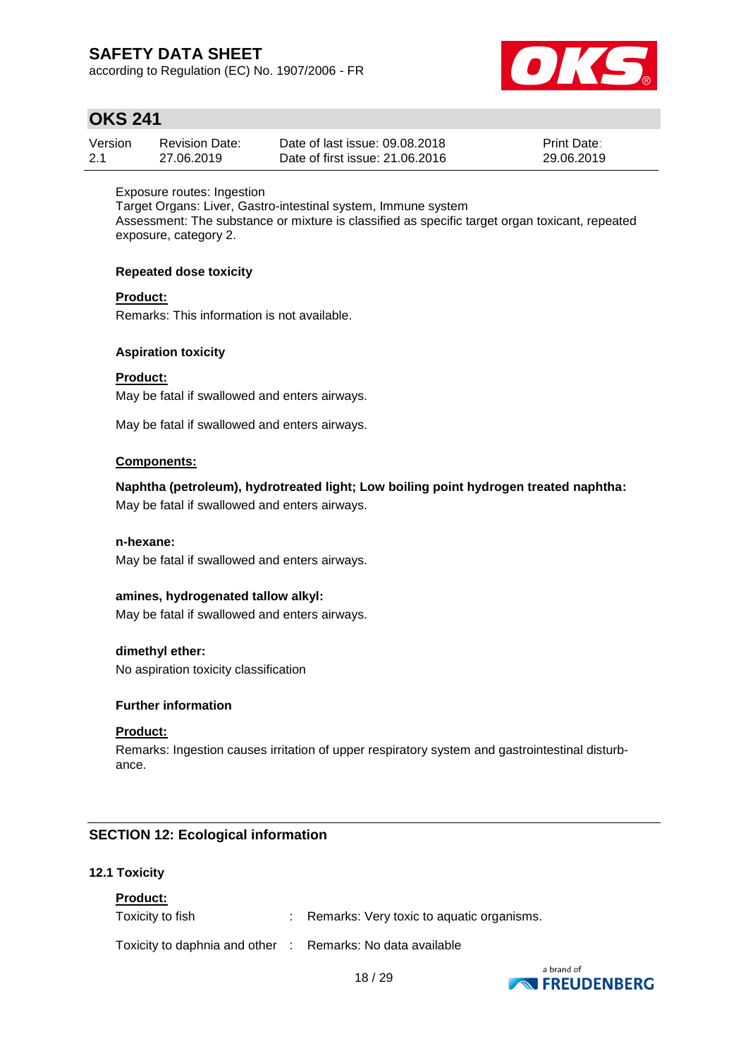Exposure routes: Ingestion
Target Organs: Liver, Gastro-intestinal system, Immune system
Assessment: The substance or mixture is classified as specific target organ toxicant, repeated exposure, category 2.

**Repeated dose toxicity**

**Product:**
Remarks: This information is not available.

**Aspiration toxicity**

**Product:**
May be fatal if swallowed and enters airways.

May be fatal if swallowed and enters airways.

**Components:**

**Naphtha (petroleum), hydrotreated light; Low boiling point hydrogen treated naphtha:**
May be fatal if swallowed and enters airways.

**n-hexane:**
May be fatal if swallowed and enters airways.

**amines, hydrogenated tallow alkyl:**
May be fatal if swallowed and enters airways.

**dimethyl ether:**
No aspiration toxicity classification

**Further information**

**Product:**
Remarks: Ingestion causes irritation of upper respiratory system and gastrointestinal disturbance.

## SECTION 12: Ecological information

### 12.1 Toxicity

**Product:**

| | | |
|---|---|---|
| Toxicity to fish | : | Remarks: Very toxic to aquatic organisms. |
| Toxicity to daphnia and other | : | Remarks: No data available |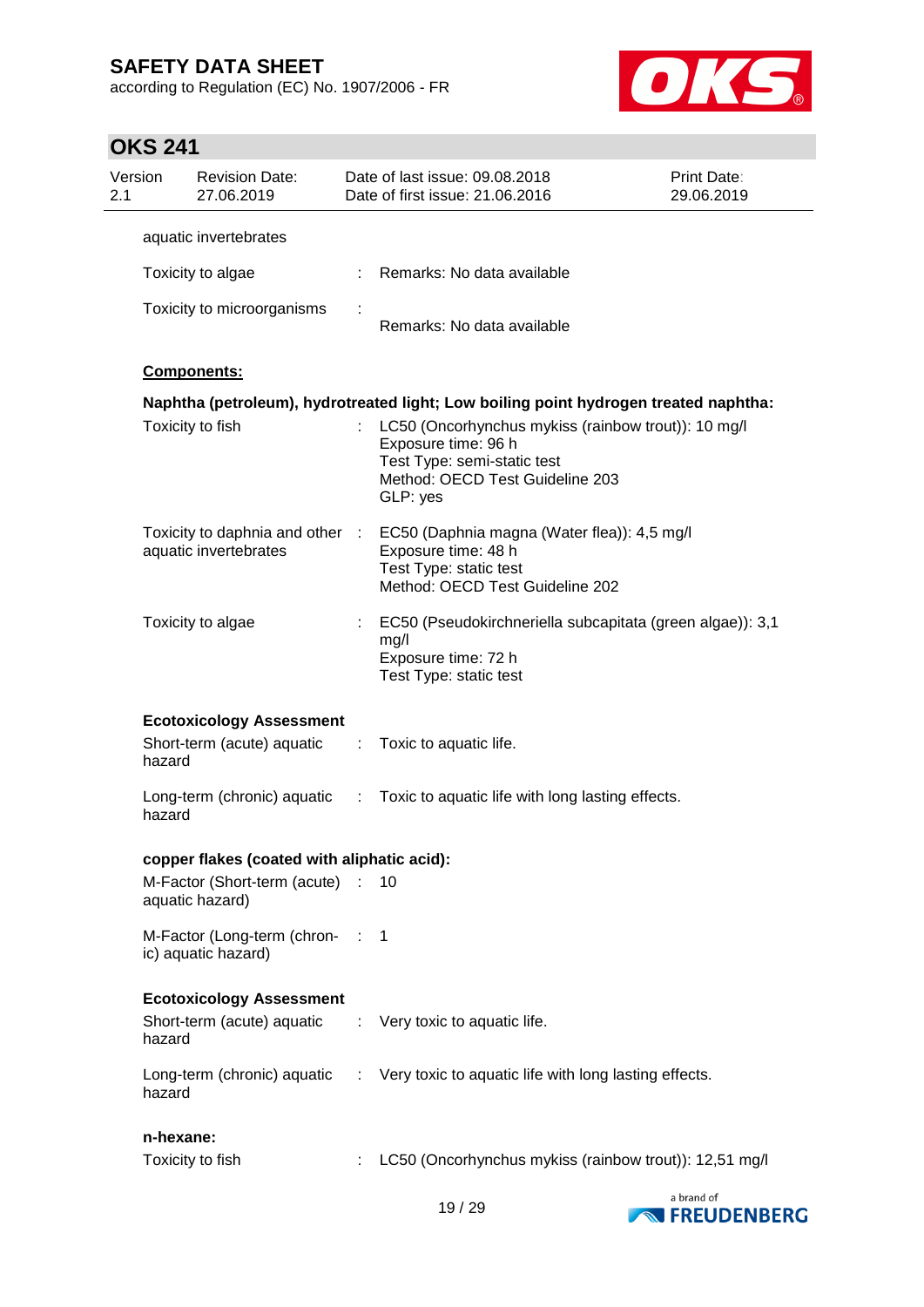aquatic invertebrates

| | | |
|---|---|---|
| Toxicity to algae | : | Remarks: No data available |
| Toxicity to microorganisms | : | Remarks: No data available |

**Components:**

**Naphtha (petroleum), hydrotreated light; Low boiling point hydrogen treated naphtha:**

| | | |
|---|---|---|
| Toxicity to fish | : | LC50 (Oncorhynchus mykiss (rainbow trout)): 10 mg/l<br>Exposure time: 96 h<br>Test Type: semi-static test<br>Method: OECD Test Guideline 203<br>GLP: yes |
| Toxicity to daphnia and other aquatic invertebrates | : | EC50 (Daphnia magna (Water flea)): 4,5 mg/l<br>Exposure time: 48 h<br>Test Type: static test<br>Method: OECD Test Guideline 202 |
| Toxicity to algae | : | EC50 (Pseudokirchneriella subcapitata (green algae)): 3,1 mg/l<br>Exposure time: 72 h<br>Test Type: static test |

**Ecotoxicology Assessment**

| | | |
|---|---|---|
| Short-term (acute) aquatic hazard | : | Toxic to aquatic life. |
| Long-term (chronic) aquatic hazard | : | Toxic to aquatic life with long lasting effects. |

**copper flakes (coated with aliphatic acid):**

| | | |
|---|---|---|
| M-Factor (Short-term (acute) aquatic hazard) | : | 10 |
| M-Factor (Long-term (chronic) aquatic hazard) | : | 1 |

**Ecotoxicology Assessment**

| | | |
|---|---|---|
| Short-term (acute) aquatic hazard | : | Very toxic to aquatic life. |
| Long-term (chronic) aquatic hazard | : | Very toxic to aquatic life with long lasting effects. |

**n-hexane:**

| | | |
|---|---|---|
| Toxicity to fish | : | LC50 (Oncorhynchus mykiss (rainbow trout)): 12,51 mg/l |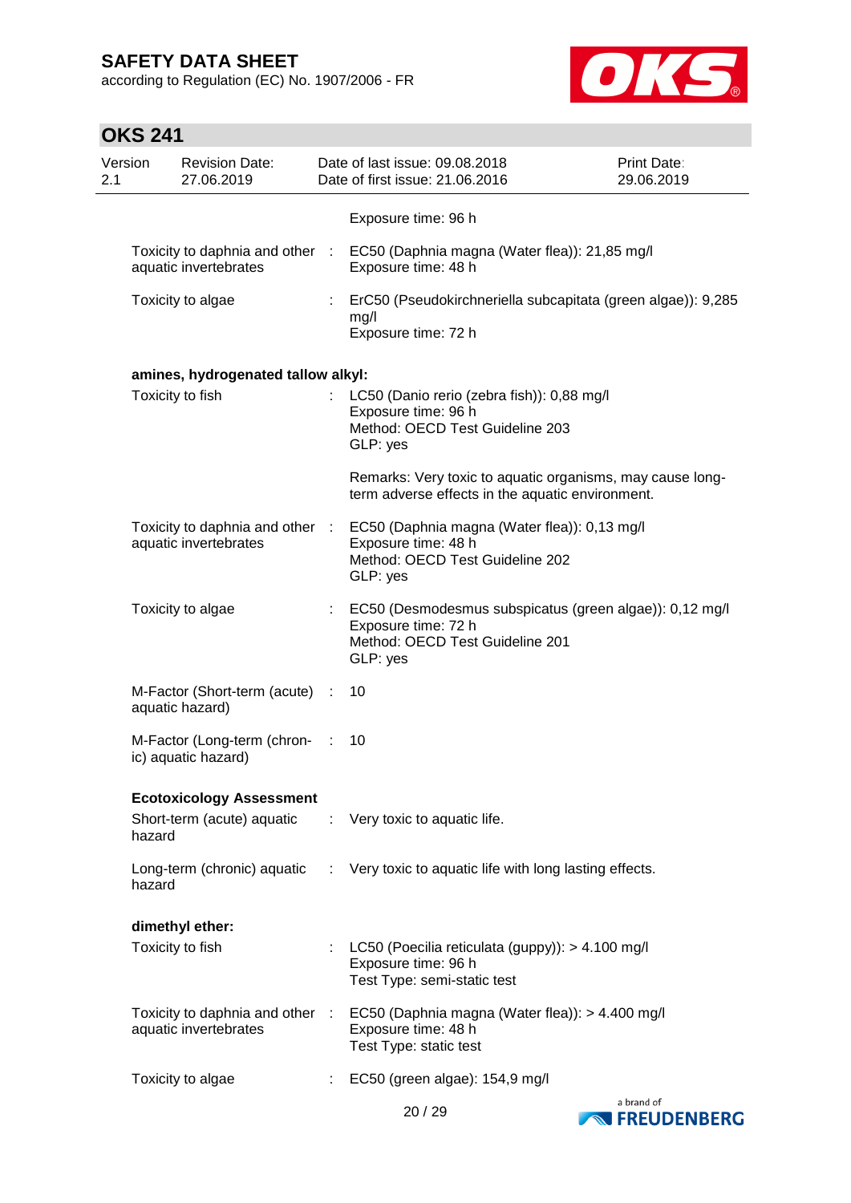Exposure time: 96 h

| | | |
|---|---|---|
| Toxicity to daphnia and other aquatic invertebrates | : | EC50 (Daphnia magna (Water flea)): 21,85 mg/l<br>Exposure time: 48 h |
| Toxicity to algae | : | ErC50 (Pseudokirchneriella subcapitata (green algae)): 9,285 mg/l<br>Exposure time: 72 h |

**amines, hydrogenated tallow alkyl:**

| | | |
|---|---|---|
| Toxicity to fish | : | LC50 (Danio rerio (zebra fish)): 0,88 mg/l<br>Exposure time: 96 h<br>Method: OECD Test Guideline 203<br>GLP: yes<br><br>Remarks: Very toxic to aquatic organisms, may cause long-term adverse effects in the aquatic environment. |
| Toxicity to daphnia and other aquatic invertebrates | : | EC50 (Daphnia magna (Water flea)): 0,13 mg/l<br>Exposure time: 48 h<br>Method: OECD Test Guideline 202<br>GLP: yes |
| Toxicity to algae | : | EC50 (Desmodesmus subspicatus (green algae)): 0,12 mg/l<br>Exposure time: 72 h<br>Method: OECD Test Guideline 201<br>GLP: yes |
| M-Factor (Short-term (acute) aquatic hazard) | : | 10 |
| M-Factor (Long-term (chronic) aquatic hazard) | : | 10 |

**Ecotoxicology Assessment**

| | | |
|---|---|---|
| Short-term (acute) aquatic hazard | : | Very toxic to aquatic life. |
| Long-term (chronic) aquatic hazard | : | Very toxic to aquatic life with long lasting effects. |

**dimethyl ether:**

| | | |
|---|---|---|
| Toxicity to fish | : | LC50 (Poecilia reticulata (guppy)): > 4.100 mg/l<br>Exposure time: 96 h<br>Test Type: semi-static test |
| Toxicity to daphnia and other aquatic invertebrates | : | EC50 (Daphnia magna (Water flea)): > 4.400 mg/l<br>Exposure time: 48 h<br>Test Type: static test |
| Toxicity to algae | : | EC50 (green algae): 154,9 mg/l |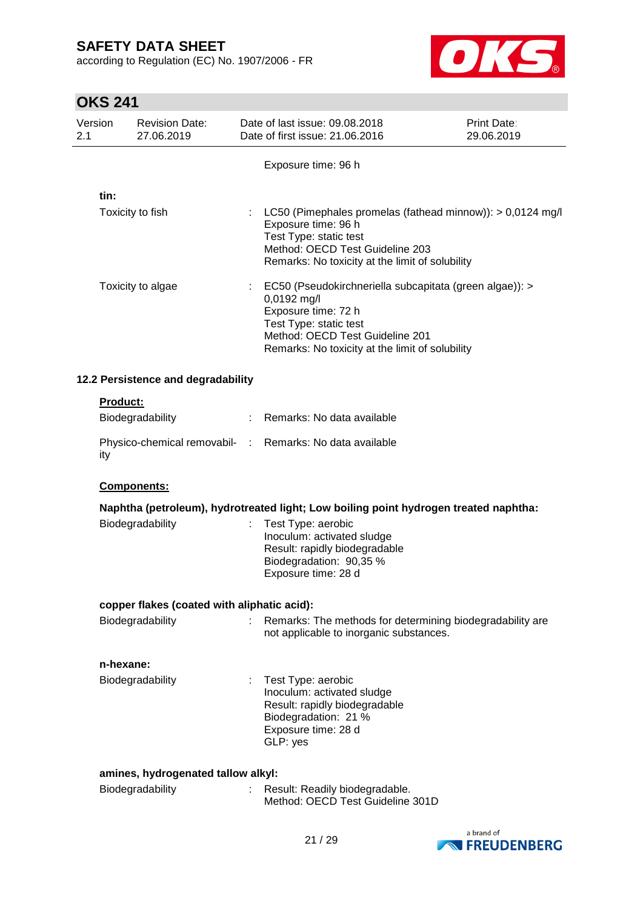Exposure time: 96 h

**tin:**

| | | |
|---|---|---|
| Toxicity to fish | : | LC50 (Pimephales promelas (fathead minnow)): > 0,0124 mg/l<br>Exposure time: 96 h<br>Test Type: static test<br>Method: OECD Test Guideline 203<br>Remarks: No toxicity at the limit of solubility |
| Toxicity to algae | : | EC50 (Pseudokirchneriella subcapitata (green algae)): > 0,0192 mg/l<br>Exposure time: 72 h<br>Test Type: static test<br>Method: OECD Test Guideline 201<br>Remarks: No toxicity at the limit of solubility |

### 12.2 Persistence and degradability

**Product:**

| | | |
|---|---|---|
| Biodegradability | : | Remarks: No data available |
| Physico-chemical removability | : | Remarks: No data available |

**Components:**

**Naphtha (petroleum), hydrotreated light; Low boiling point hydrogen treated naphtha:**

| | | |
|---|---|---|
| Biodegradability | : | Test Type: aerobic<br>Inoculum: activated sludge<br>Result: rapidly biodegradable<br>Biodegradation: 90,35 %<br>Exposure time: 28 d |

**copper flakes (coated with aliphatic acid):**

| | | |
|---|---|---|
| Biodegradability | : | Remarks: The methods for determining biodegradability are not applicable to inorganic substances. |

**n-hexane:**

| | | |
|---|---|---|
| Biodegradability | : | Test Type: aerobic<br>Inoculum: activated sludge<br>Result: rapidly biodegradable<br>Biodegradation: 21 %<br>Exposure time: 28 d<br>GLP: yes |

**amines, hydrogenated tallow alkyl:**

| | | |
|---|---|---|
| Biodegradability | : | Result: Readily biodegradable.<br>Method: OECD Test Guideline 301D |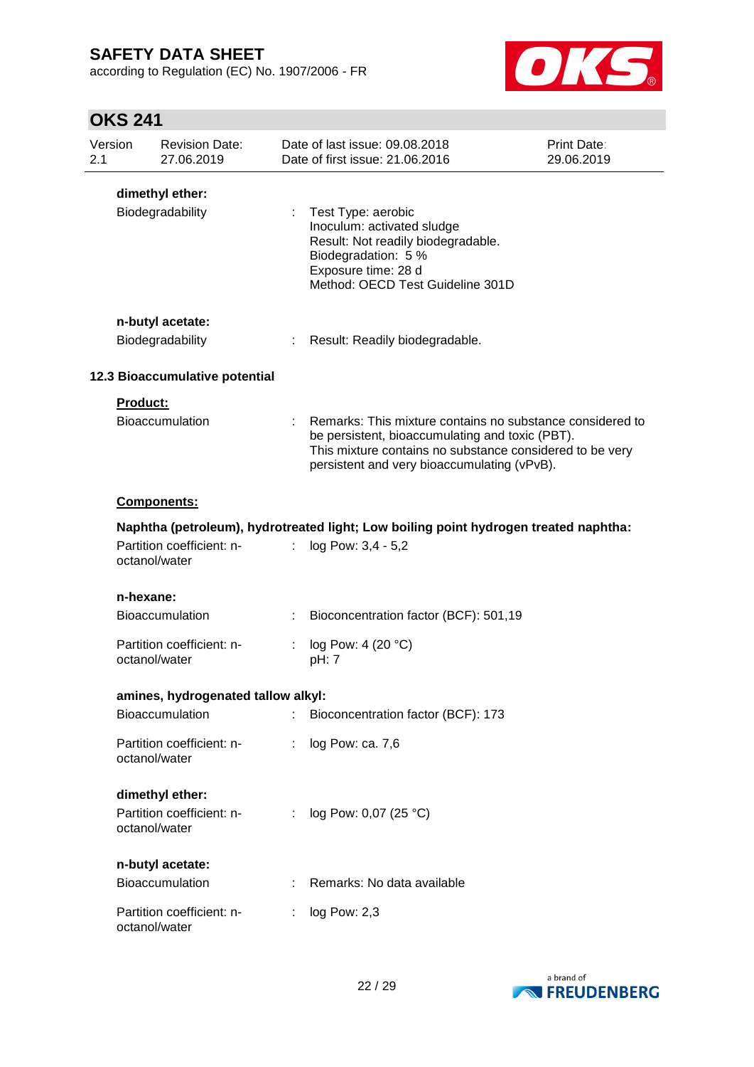**dimethyl ether:**

| | | |
|---|---|---|
| Biodegradability | : | Test Type: aerobic<br>Inoculum: activated sludge<br>Result: Not readily biodegradable.<br>Biodegradation: 5 %<br>Exposure time: 28 d<br>Method: OECD Test Guideline 301D |

**n-butyl acetate:**

| | | |
|---|---|---|
| Biodegradability | : | Result: Readily biodegradable. |

### 12.3 Bioaccumulative potential

**Product:**

| | | |
|---|---|---|
| Bioaccumulation | : | Remarks: This mixture contains no substance considered to be persistent, bioaccumulating and toxic (PBT).<br>This mixture contains no substance considered to be very persistent and very bioaccumulating (vPvB). |

**Components:**

**Naphtha (petroleum), hydrotreated light; Low boiling point hydrogen treated naphtha:**

| | | |
|---|---|---|
| Partition coefficient: n-octanol/water | : | log Pow: 3,4 - 5,2 |

**n-hexane:**

| | | |
|---|---|---|
| Bioaccumulation | : | Bioconcentration factor (BCF): 501,19 |
| Partition coefficient: n-octanol/water | : | log Pow: 4 (20 °C)<br>pH: 7 |

**amines, hydrogenated tallow alkyl:**

| | | |
|---|---|---|
| Bioaccumulation | : | Bioconcentration factor (BCF): 173 |
| Partition coefficient: n-octanol/water | : | log Pow: ca. 7,6 |

**dimethyl ether:**

| | | |
|---|---|---|
| Partition coefficient: n-octanol/water | : | log Pow: 0,07 (25 °C) |

**n-butyl acetate:**

| | | |
|---|---|---|
| Bioaccumulation | : | Remarks: No data available |
| Partition coefficient: n-octanol/water | : | log Pow: 2,3 |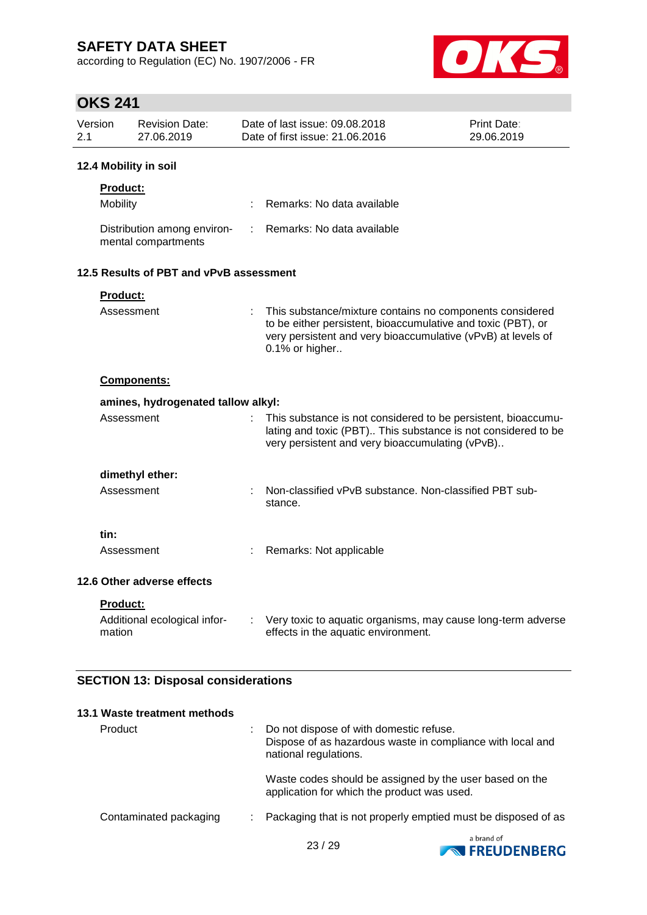#### 12.4 Mobility in soil

**Product:**

| | | |
|---|---|---|
| Mobility | : | Remarks: No data available |
| Distribution among environmental compartments | : | Remarks: No data available |

#### 12.5 Results of PBT and vPvB assessment

**Product:**

| | | |
|---|---|---|
| Assessment | : | This substance/mixture contains no components considered to be either persistent, bioaccumulative and toxic (PBT), or very persistent and very bioaccumulative (vPvB) at levels of 0.1% or higher.. |

**Components:**

**amines, hydrogenated tallow alkyl:**

| | | |
|---|---|---|
| Assessment | : | This substance is not considered to be persistent, bioaccumulating and toxic (PBT).. This substance is not considered to be very persistent and very bioaccumulating (vPvB).. |

**dimethyl ether:**

| | | |
|---|---|---|
| Assessment | : | Non-classified vPvB substance. Non-classified PBT substance. |

**tin:**

| | | |
|---|---|---|
| Assessment | : | Remarks: Not applicable |

#### 12.6 Other adverse effects

**Product:**

| | | |
|---|---|---|
| Additional ecological information | : | Very toxic to aquatic organisms, may cause long-term adverse effects in the aquatic environment. |

## SECTION 13: Disposal considerations

#### 13.1 Waste treatment methods

| | | |
|---|---|---|
| Product | : | Do not dispose of with domestic refuse. Dispose of as hazardous waste in compliance with local and national regulations. <br><br> Waste codes should be assigned by the user based on the application for which the product was used. |
| Contaminated packaging | : | Packaging that is not properly emptied must be disposed of as |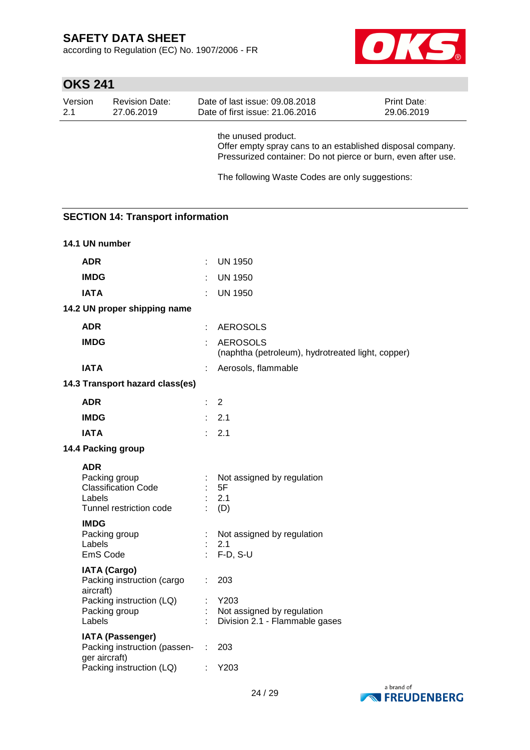the unused product.
Offer empty spray cans to an established disposal company.
Pressurized container: Do not pierce or burn, even after use.

The following Waste Codes are only suggestions:

## SECTION 14: Transport information

### 14.1 UN number

| | | |
|---|---|---|
| **ADR** | : | UN 1950 |
| **IMDG** | : | UN 1950 |
| **IATA** | : | UN 1950 |

### 14.2 UN proper shipping name

| | | |
|---|---|---|
| **ADR** | : | AEROSOLS |
| **IMDG** | : | AEROSOLS (naphtha (petroleum), hydrotreated light, copper) |
| **IATA** | : | Aerosols, flammable |

### 14.3 Transport hazard class(es)

| | | |
|---|---|---|
| **ADR** | : | 2 |
| **IMDG** | : | 2.1 |
| **IATA** | : | 2.1 |

### 14.4 Packing group

**ADR**

| | | |
|---|---|---|
| Packing group | : | Not assigned by regulation |
| Classification Code | : | 5F |
| Labels | : | 2.1 |
| Tunnel restriction code | : | (D) |

**IMDG**

| | | |
|---|---|---|
| Packing group | : | Not assigned by regulation |
| Labels | : | 2.1 |
| EmS Code | : | F-D, S-U |

**IATA (Cargo)**

| | | |
|---|---|---|
| Packing instruction (cargo aircraft) | : | 203 |
| Packing instruction (LQ) | : | Y203 |
| Packing group | : | Not assigned by regulation |
| Labels | : | Division 2.1 - Flammable gases |

**IATA (Passenger)**

| | | |
|---|---|---|
| Packing instruction (passenger aircraft) | : | 203 |
| Packing instruction (LQ) | : | Y203 |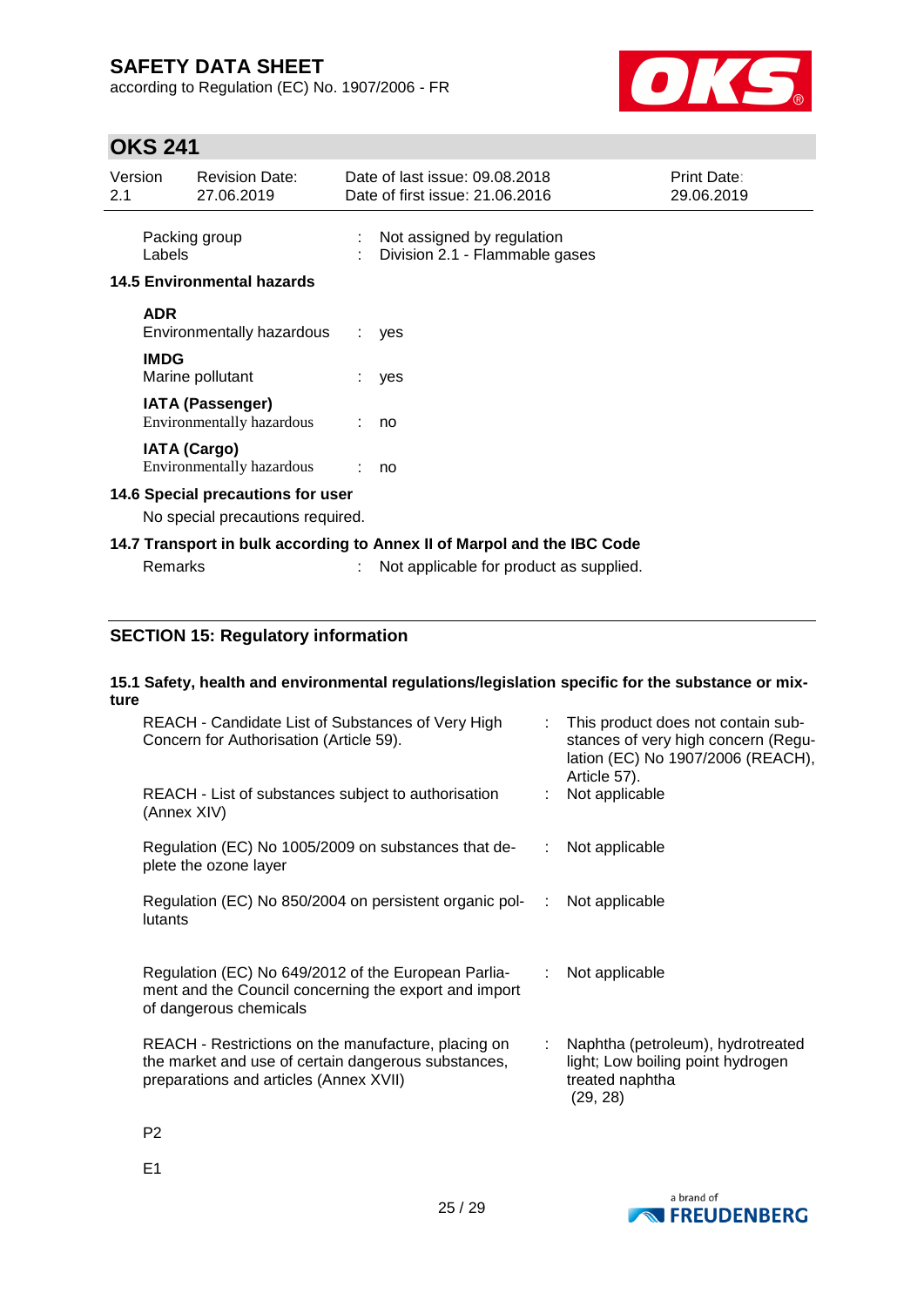| | | |
|---|---|---|
| Packing group | : | Not assigned by regulation |
| Labels | : | Division 2.1 - Flammable gases |

**14.5 Environmental hazards**

**ADR**

| | | |
|---|---|---|
| Environmentally hazardous | : | yes |

**IMDG**

| | | |
|---|---|---|
| Marine pollutant | : | yes |

**IATA (Passenger)**

| | | |
|---|---|---|
| Environmentally hazardous | : | no |

**IATA (Cargo)**

| | | |
|---|---|---|
| Environmentally hazardous | : | no |

**14.6 Special precautions for user**

No special precautions required.

**14.7 Transport in bulk according to Annex II of Marpol and the IBC Code**

| | | |
|---|---|---|
| Remarks | : | Not applicable for product as supplied. |

## SECTION 15: Regulatory information

**15.1 Safety, health and environmental regulations/legislation specific for the substance or mixture**

| | | |
|---|---|---|
| REACH - Candidate List of Substances of Very High Concern for Authorisation (Article 59). | : | This product does not contain substances of very high concern (Regulation (EC) No 1907/2006 (REACH), Article 57). |
| REACH - List of substances subject to authorisation (Annex XIV) | : | Not applicable |
| Regulation (EC) No 1005/2009 on substances that deplete the ozone layer | : | Not applicable |
| Regulation (EC) No 850/2004 on persistent organic pollutants | : | Not applicable |
| Regulation (EC) No 649/2012 of the European Parliament and the Council concerning the export and import of dangerous chemicals | : | Not applicable |
| REACH - Restrictions on the manufacture, placing on the market and use of certain dangerous substances, preparations and articles (Annex XVII) | : | Naphtha (petroleum), hydrotreated light; Low boiling point hydrogen treated naphtha (29, 28) |

P2

E1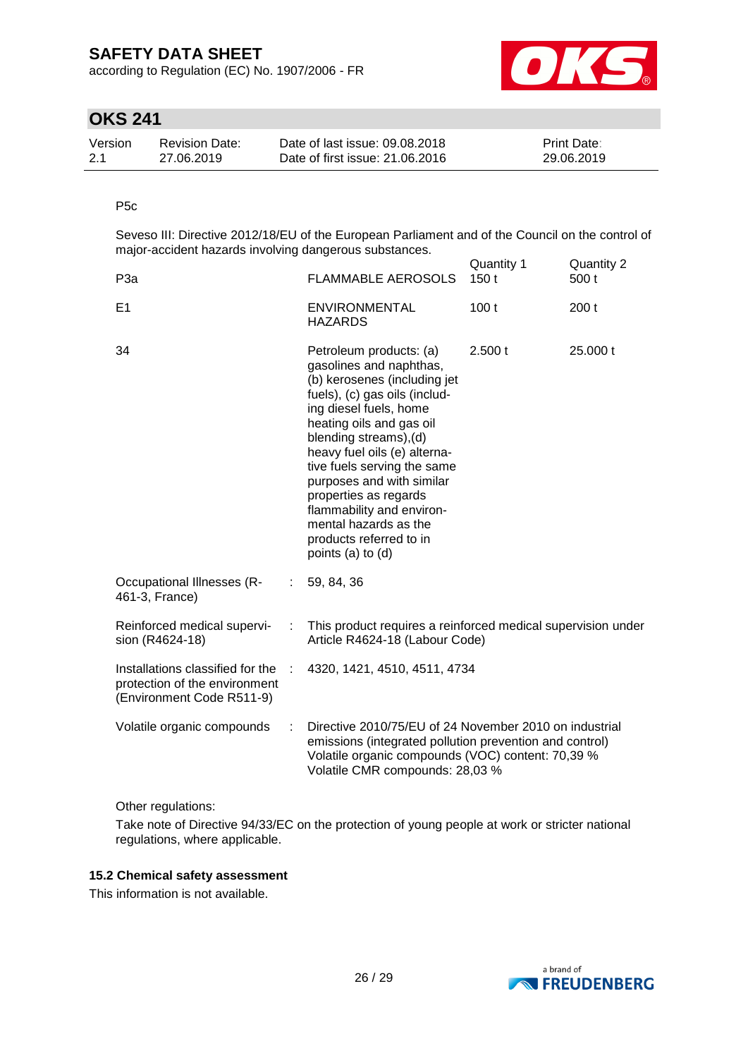P5c

Seveso III: Directive 2012/18/EU of the European Parliament and of the Council on the control of major-accident hazards involving dangerous substances.

| | | Quantity 1 | Quantity 2 |
|---|---|---|---|
| P3a | FLAMMABLE AEROSOLS | 150 t | 500 t |
| E1 | ENVIRONMENTAL HAZARDS | 100 t | 200 t |
| 34 | Petroleum products: (a) gasolines and naphthas, (b) kerosenes (including jet fuels), (c) gas oils (including diesel fuels, home heating oils and gas oil blending streams),(d) heavy fuel oils (e) alternative fuels serving the same purposes and with similar properties as regards flammability and environmental hazards as the products referred to in points (a) to (d) | 2.500 t | 25.000 t |

Occupational Illnesses (R-461-3, France) : 59, 84, 36

Reinforced medical supervision (R4624-18) : This product requires a reinforced medical supervision under Article R4624-18 (Labour Code)

Installations classified for the protection of the environment (Environment Code R511-9) : 4320, 1421, 4510, 4511, 4734

Volatile organic compounds : Directive 2010/75/EU of 24 November 2010 on industrial emissions (integrated pollution prevention and control)
Volatile organic compounds (VOC) content: 70,39 %
Volatile CMR compounds: 28,03 %

Other regulations:

Take note of Directive 94/33/EC on the protection of young people at work or stricter national regulations, where applicable.

### 15.2 Chemical safety assessment

This information is not available.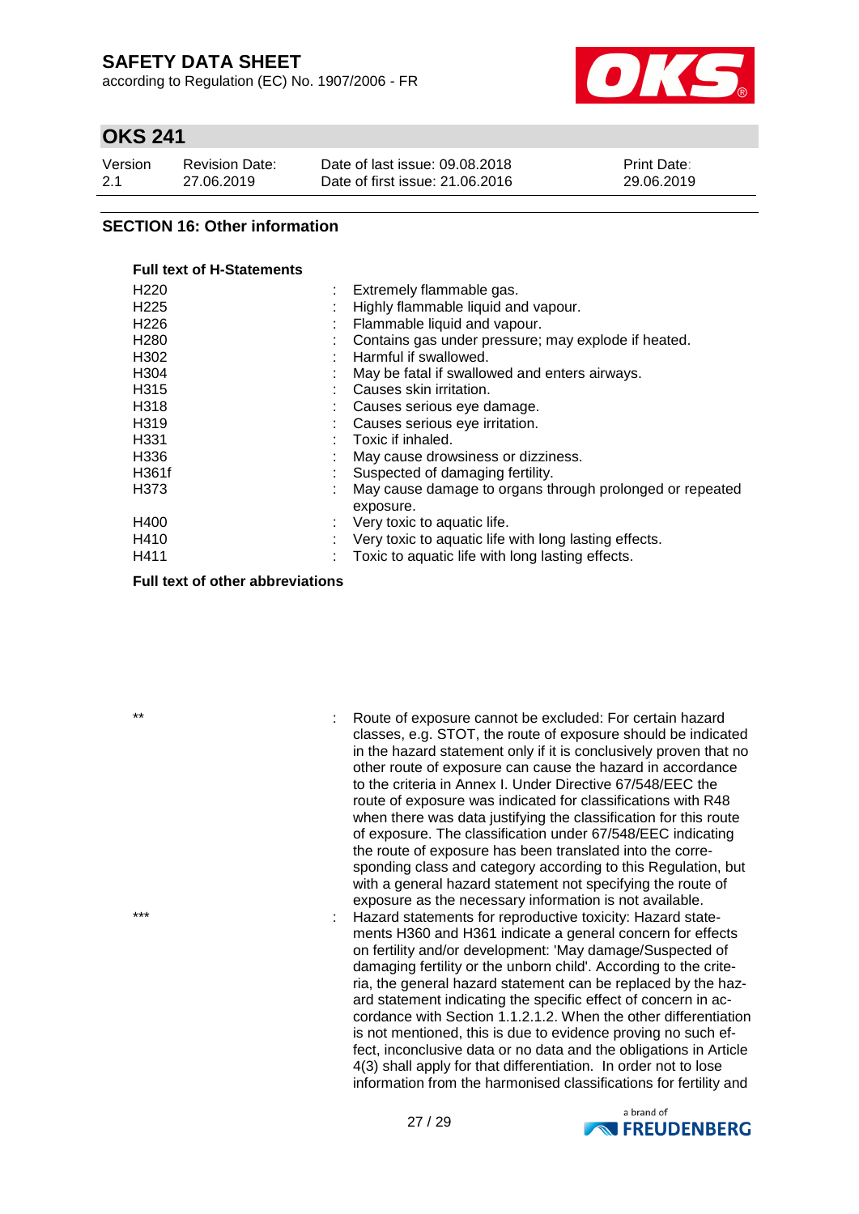## SECTION 16: Other information

**Full text of H-Statements**

| | |
|---|---|
| H220 | Extremely flammable gas. |
| H225 | Highly flammable liquid and vapour. |
| H226 | Flammable liquid and vapour. |
| H280 | Contains gas under pressure; may explode if heated. |
| H302 | Harmful if swallowed. |
| H304 | May be fatal if swallowed and enters airways. |
| H315 | Causes skin irritation. |
| H318 | Causes serious eye damage. |
| H319 | Causes serious eye irritation. |
| H331 | Toxic if inhaled. |
| H336 | May cause drowsiness or dizziness. |
| H361f | Suspected of damaging fertility. |
| H373 | May cause damage to organs through prolonged or repeated exposure. |
| H400 | Very toxic to aquatic life. |
| H410 | Very toxic to aquatic life with long lasting effects. |
| H411 | Toxic to aquatic life with long lasting effects. |

**Full text of other abbreviations**

| | |
|---|---|
| ** | Route of exposure cannot be excluded: For certain hazard classes, e.g. STOT, the route of exposure should be indicated in the hazard statement only if it is conclusively proven that no other route of exposure can cause the hazard in accordance to the criteria in Annex I. Under Directive 67/548/EEC the route of exposure was indicated for classifications with R48 when there was data justifying the classification for this route of exposure. The classification under 67/548/EEC indicating the route of exposure has been translated into the corresponding class and category according to this Regulation, but with a general hazard statement not specifying the route of exposure as the necessary information is not available. |
| *** | Hazard statements for reproductive toxicity: Hazard statements H360 and H361 indicate a general concern for effects on fertility and/or development: 'May damage/Suspected of damaging fertility or the unborn child'. According to the criteria, the general hazard statement can be replaced by the hazard statement indicating the specific effect of concern in accordance with Section 1.1.2.1.2. When the other differentiation is not mentioned, this is due to evidence proving no such effect, inconclusive data or no data and the obligations in Article 4(3) shall apply for that differentiation. In order not to lose information from the harmonised classifications for fertility and |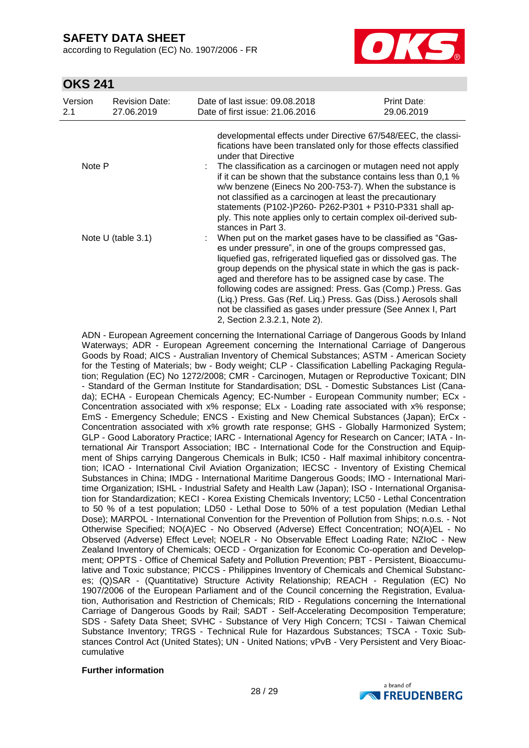| | | |
|---|---|---|
| | | developmental effects under Directive 67/548/EEC, the classifications have been translated only for those effects classified under that Directive |
| Note P | : | The classification as a carcinogen or mutagen need not apply if it can be shown that the substance contains less than 0,1 % w/w benzene (Einecs No 200-753-7). When the substance is not classified as a carcinogen at least the precautionary statements (P102-)P260- P262-P301 + P310-P331 shall apply. This note applies only to certain complex oil-derived substances in Part 3. |
| Note U (table 3.1) | : | When put on the market gases have to be classified as "Gases under pressure", in one of the groups compressed gas, liquefied gas, refrigerated liquefied gas or dissolved gas. The group depends on the physical state in which the gas is packaged and therefore has to be assigned case by case. The following codes are assigned: Press. Gas (Comp.) Press. Gas (Liq.) Press. Gas (Ref. Liq.) Press. Gas (Diss.) Aerosols shall not be classified as gases under pressure (See Annex I, Part 2, Section 2.3.2.1, Note 2). |

ADN - European Agreement concerning the International Carriage of Dangerous Goods by Inland Waterways; ADR - European Agreement concerning the International Carriage of Dangerous Goods by Road; AICS - Australian Inventory of Chemical Substances; ASTM - American Society for the Testing of Materials; bw - Body weight; CLP - Classification Labelling Packaging Regulation; Regulation (EC) No 1272/2008; CMR - Carcinogen, Mutagen or Reproductive Toxicant; DIN - Standard of the German Institute for Standardisation; DSL - Domestic Substances List (Canada); ECHA - European Chemicals Agency; EC-Number - European Community number; ECx - Concentration associated with x% response; ELx - Loading rate associated with x% response; EmS - Emergency Schedule; ENCS - Existing and New Chemical Substances (Japan); ErCx - Concentration associated with x% growth rate response; GHS - Globally Harmonized System; GLP - Good Laboratory Practice; IARC - International Agency for Research on Cancer; IATA - International Air Transport Association; IBC - International Code for the Construction and Equipment of Ships carrying Dangerous Chemicals in Bulk; IC50 - Half maximal inhibitory concentration; ICAO - International Civil Aviation Organization; IECSC - Inventory of Existing Chemical Substances in China; IMDG - International Maritime Dangerous Goods; IMO - International Maritime Organization; ISHL - Industrial Safety and Health Law (Japan); ISO - International Organisation for Standardization; KECI - Korea Existing Chemicals Inventory; LC50 - Lethal Concentration to 50 % of a test population; LD50 - Lethal Dose to 50% of a test population (Median Lethal Dose); MARPOL - International Convention for the Prevention of Pollution from Ships; n.o.s. - Not Otherwise Specified; NO(A)EC - No Observed (Adverse) Effect Concentration; NO(A)EL - No Observed (Adverse) Effect Level; NOELR - No Observable Effect Loading Rate; NZIoC - New Zealand Inventory of Chemicals; OECD - Organization for Economic Co-operation and Development; OPPTS - Office of Chemical Safety and Pollution Prevention; PBT - Persistent, Bioaccumulative and Toxic substance; PICCS - Philippines Inventory of Chemicals and Chemical Substances; (Q)SAR - (Quantitative) Structure Activity Relationship; REACH - Regulation (EC) No 1907/2006 of the European Parliament and of the Council concerning the Registration, Evaluation, Authorisation and Restriction of Chemicals; RID - Regulations concerning the International Carriage of Dangerous Goods by Rail; SADT - Self-Accelerating Decomposition Temperature; SDS - Safety Data Sheet; SVHC - Substance of Very High Concern; TCSI - Taiwan Chemical Substance Inventory; TRGS - Technical Rule for Hazardous Substances; TSCA - Toxic Substances Control Act (United States); UN - United Nations; vPvB - Very Persistent and Very Bioaccumulative

**Further information**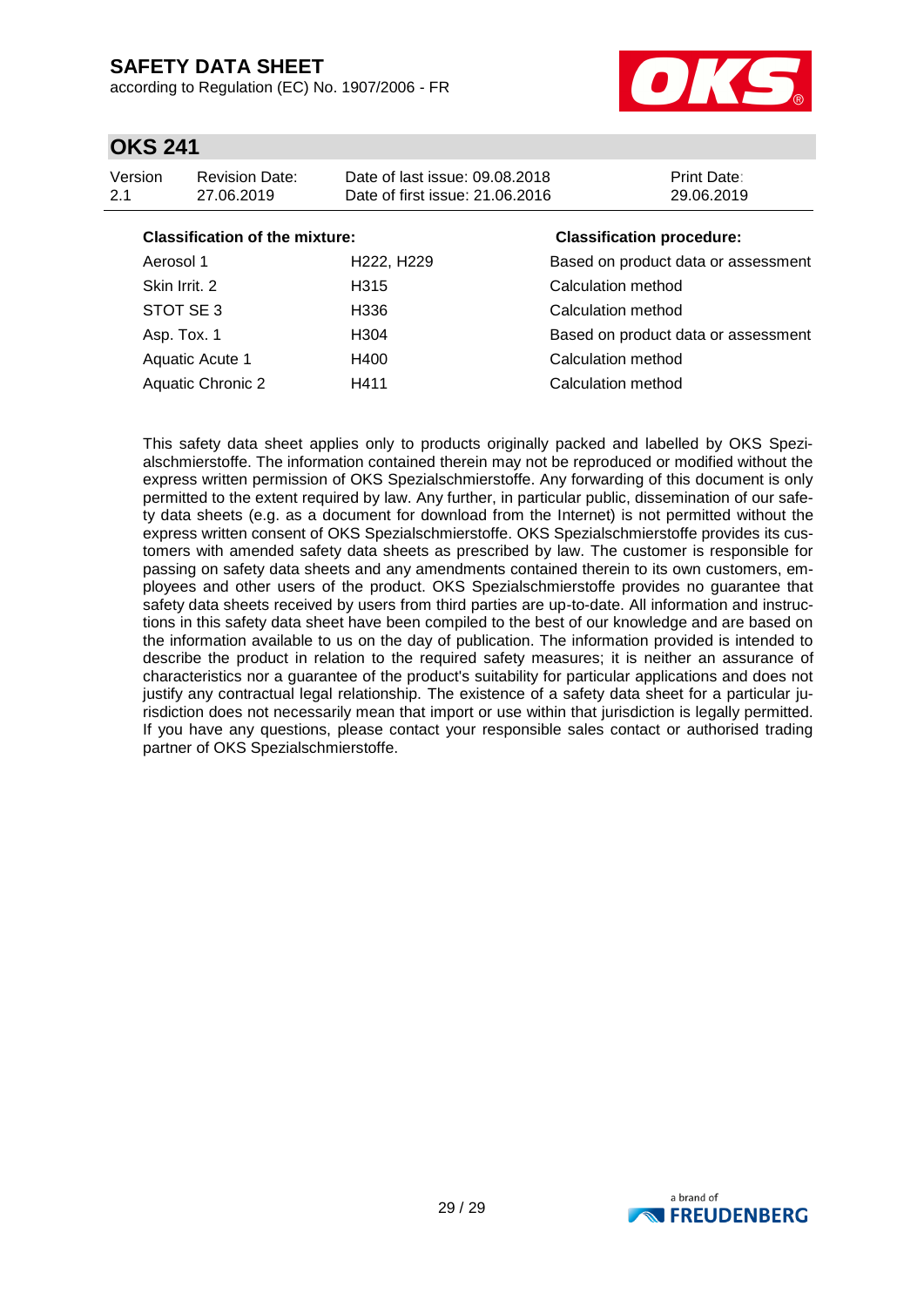| Classification of the mixture: | | Classification procedure: |
|---|---|---|
| Aerosol 1 | H222, H229 | Based on product data or assessment |
| Skin Irrit. 2 | H315 | Calculation method |
| STOT SE 3 | H336 | Calculation method |
| Asp. Tox. 1 | H304 | Based on product data or assessment |
| Aquatic Acute 1 | H400 | Calculation method |
| Aquatic Chronic 2 | H411 | Calculation method |

This safety data sheet applies only to products originally packed and labelled by OKS Spezialschmierstoffe. The information contained therein may not be reproduced or modified without the express written permission of OKS Spezialschmierstoffe. Any forwarding of this document is only permitted to the extent required by law. Any further, in particular public, dissemination of our safety data sheets (e.g. as a document for download from the Internet) is not permitted without the express written consent of OKS Spezialschmierstoffe. OKS Spezialschmierstoffe provides its customers with amended safety data sheets as prescribed by law. The customer is responsible for passing on safety data sheets and any amendments contained therein to its own customers, employees and other users of the product. OKS Spezialschmierstoffe provides no guarantee that safety data sheets received by users from third parties are up-to-date. All information and instructions in this safety data sheet have been compiled to the best of our knowledge and are based on the information available to us on the day of publication. The information provided is intended to describe the product in relation to the required safety measures; it is neither an assurance of characteristics nor a guarantee of the product's suitability for particular applications and does not justify any contractual legal relationship. The existence of a safety data sheet for a particular jurisdiction does not necessarily mean that import or use within that jurisdiction is legally permitted. If you have any questions, please contact your responsible sales contact or authorised trading partner of OKS Spezialschmierstoffe.